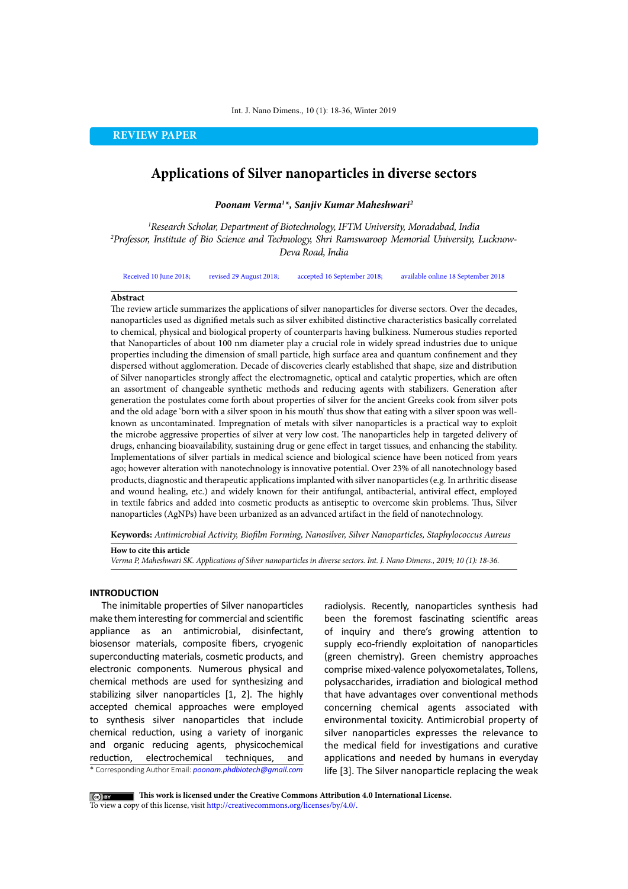REVIEW PAPER

# Applications of Silver nanoparticles in diverse sectors

***Poonam Verma[1]\*, Sanjiv Kumar Maheshwari[2]***

*[1]Research Scholar, Department of Biotechnology, IFTM University, Moradabad, India*
*[2]Professor, Institute of Bio Science and Technology, Shri Ramswaroop Memorial University, Lucknow-Deva Road, India*

Received 10 June 2018; revised 29 August 2018; accepted 16 September 2018; available online 18 September 2018

## Abstract

The review article summarizes the applications of silver nanoparticles for diverse sectors. Over the decades, nanoparticles used as dignified metals such as silver exhibited distinctive characteristics basically correlated to chemical, physical and biological property of counterparts having bulkiness. Numerous studies reported that Nanoparticles of about 100 nm diameter play a crucial role in widely spread industries due to unique properties including the dimension of small particle, high surface area and quantum confinement and they dispersed without agglomeration. Decade of discoveries clearly established that shape, size and distribution of Silver nanoparticles strongly affect the electromagnetic, optical and catalytic properties, which are often an assortment of changeable synthetic methods and reducing agents with stabilizers. Generation after generation the postulates come forth about properties of silver for the ancient Greeks cook from silver pots and the old adage 'born with a silver spoon in his mouth' thus show that eating with a silver spoon was well-known as uncontaminated. Impregnation of metals with silver nanoparticles is a practical way to exploit the microbe aggressive properties of silver at very low cost. The nanoparticles help in targeted delivery of drugs, enhancing bioavailability, sustaining drug or gene effect in target tissues, and enhancing the stability. Implementations of silver partials in medical science and biological science have been noticed from years ago; however alteration with nanotechnology is innovative potential. Over 23% of all nanotechnology based products, diagnostic and therapeutic applications implanted with silver nanoparticles (e.g. In arthritic disease and wound healing, etc.) and widely known for their antifungal, antibacterial, antiviral effect, employed in textile fabrics and added into cosmetic products as antiseptic to overcome skin problems. Thus, Silver nanoparticles (AgNPs) have been urbanized as an advanced artifact in the field of nanotechnology.

**Keywords:** *Antimicrobial Activity, Biofilm Forming, Nanosilver, Silver Nanoparticles, Staphylococcus Aureus*

**How to cite this article**
*Verma P, Maheshwari SK. Applications of Silver nanoparticles in diverse sectors. Int. J. Nano Dimens., 2019; 10 (1): 18-36.*

## INTRODUCTION

The inimitable properties of Silver nanoparticles make them interesting for commercial and scientific appliance as an antimicrobial, disinfectant, biosensor materials, composite fibers, cryogenic superconducting materials, cosmetic products, and electronic components. Numerous physical and chemical methods are used for synthesizing and stabilizing silver nanoparticles [1, 2]. The highly accepted chemical approaches were employed to synthesis silver nanoparticles that include chemical reduction, using a variety of inorganic and organic reducing agents, physicochemical reduction, electrochemical techniques, and radiolysis. Recently, nanoparticles synthesis had been the foremost fascinating scientific areas of inquiry and there's growing attention to supply eco-friendly exploitation of nanoparticles (green chemistry). Green chemistry approaches comprise mixed-valence polyoxometalates, Tollens, polysaccharides, irradiation and biological method that have advantages over conventional methods concerning chemical agents associated with environmental toxicity. Antimicrobial property of silver nanoparticles expresses the relevance to the medical field for investigations and curative applications and needed by humans in everyday life [3]. The Silver nanoparticle replacing the weak

\* Corresponding Author Email: *poonam.phdbiotech@gmail.com*

**This work is licensed under the Creative Commons Attribution 4.0 International License.**
To view a copy of this license, visit http://creativecommons.org/licenses/by/4.0/.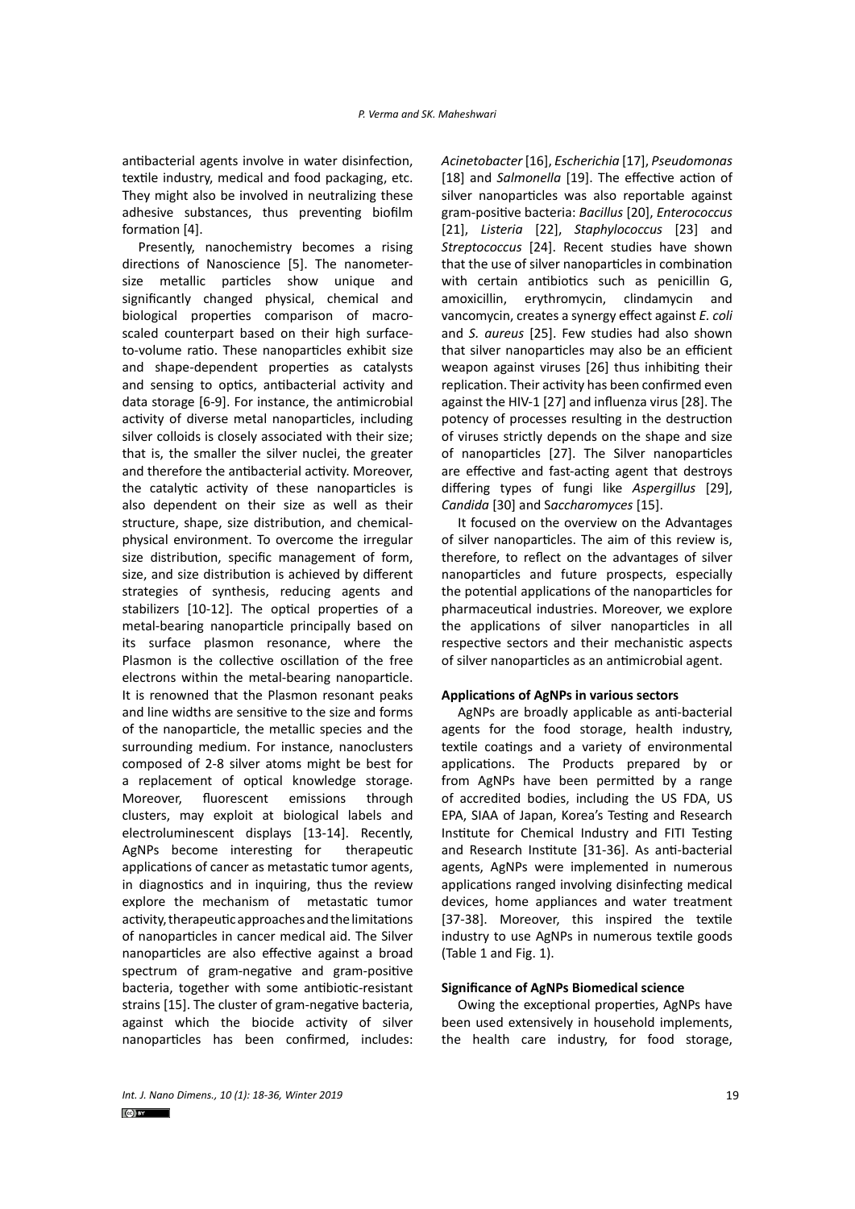antibacterial agents involve in water disinfection, textile industry, medical and food packaging, etc. They might also be involved in neutralizing these adhesive substances, thus preventing biofilm formation [4].

Presently, nanochemistry becomes a rising directions of Nanoscience [5]. The nanometer-size metallic particles show unique and significantly changed physical, chemical and biological properties comparison of macro-scaled counterpart based on their high surface-to-volume ratio. These nanoparticles exhibit size and shape-dependent properties as catalysts and sensing to optics, antibacterial activity and data storage [6-9]. For instance, the antimicrobial activity of diverse metal nanoparticles, including silver colloids is closely associated with their size; that is, the smaller the silver nuclei, the greater and therefore the antibacterial activity. Moreover, the catalytic activity of these nanoparticles is also dependent on their size as well as their structure, shape, size distribution, and chemical-physical environment. To overcome the irregular size distribution, specific management of form, size, and size distribution is achieved by different strategies of synthesis, reducing agents and stabilizers [10-12]. The optical properties of a metal-bearing nanoparticle principally based on its surface plasmon resonance, where the Plasmon is the collective oscillation of the free electrons within the metal-bearing nanoparticle. It is renowned that the Plasmon resonant peaks and line widths are sensitive to the size and forms of the nanoparticle, the metallic species and the surrounding medium. For instance, nanoclusters composed of 2-8 silver atoms might be best for a replacement of optical knowledge storage. Moreover, fluorescent emissions through clusters, may exploit at biological labels and electroluminescent displays [13-14]. Recently, AgNPs become interesting for therapeutic applications of cancer as metastatic tumor agents, in diagnostics and in inquiring, thus the review explore the mechanism of metastatic tumor activity, therapeutic approaches and the limitations of nanoparticles in cancer medical aid. The Silver nanoparticles are also effective against a broad spectrum of gram-negative and gram-positive bacteria, together with some antibiotic-resistant strains [15]. The cluster of gram-negative bacteria, against which the biocide activity of silver nanoparticles has been confirmed, includes: *Acinetobacter* [16], *Escherichia* [17], *Pseudomonas* [18] and *Salmonella* [19]. The effective action of silver nanoparticles was also reportable against gram-positive bacteria: *Bacillus* [20], *Enterococcus* [21], *Listeria* [22], *Staphylococcus* [23] and *Streptococcus* [24]. Recent studies have shown that the use of silver nanoparticles in combination with certain antibiotics such as penicillin G, amoxicillin, erythromycin, clindamycin and vancomycin, creates a synergy effect against *E. coli* and *S. aureus* [25]. Few studies had also shown that silver nanoparticles may also be an efficient weapon against viruses [26] thus inhibiting their replication. Their activity has been confirmed even against the HIV-1 [27] and influenza virus [28]. The potency of processes resulting in the destruction of viruses strictly depends on the shape and size of nanoparticles [27]. The Silver nanoparticles are effective and fast-acting agent that destroys differing types of fungi like *Aspergillus* [29], *Candida* [30] and S*accharomyces* [15].

It focused on the overview on the Advantages of silver nanoparticles. The aim of this review is, therefore, to reflect on the advantages of silver nanoparticles and future prospects, especially the potential applications of the nanoparticles for pharmaceutical industries. Moreover, we explore the applications of silver nanoparticles in all respective sectors and their mechanistic aspects of silver nanoparticles as an antimicrobial agent.

**Applications of AgNPs in various sectors**

AgNPs are broadly applicable as anti-bacterial agents for the food storage, health industry, textile coatings and a variety of environmental applications. The Products prepared by or from AgNPs have been permitted by a range of accredited bodies, including the US FDA, US EPA, SIAA of Japan, Korea's Testing and Research Institute for Chemical Industry and FITI Testing and Research Institute [31-36]. As anti-bacterial agents, AgNPs were implemented in numerous applications ranged involving disinfecting medical devices, home appliances and water treatment [37-38]. Moreover, this inspired the textile industry to use AgNPs in numerous textile goods (Table 1 and Fig. 1).

**Significance of AgNPs Biomedical science**

Owing the exceptional properties, AgNPs have been used extensively in household implements, the health care industry, for food storage,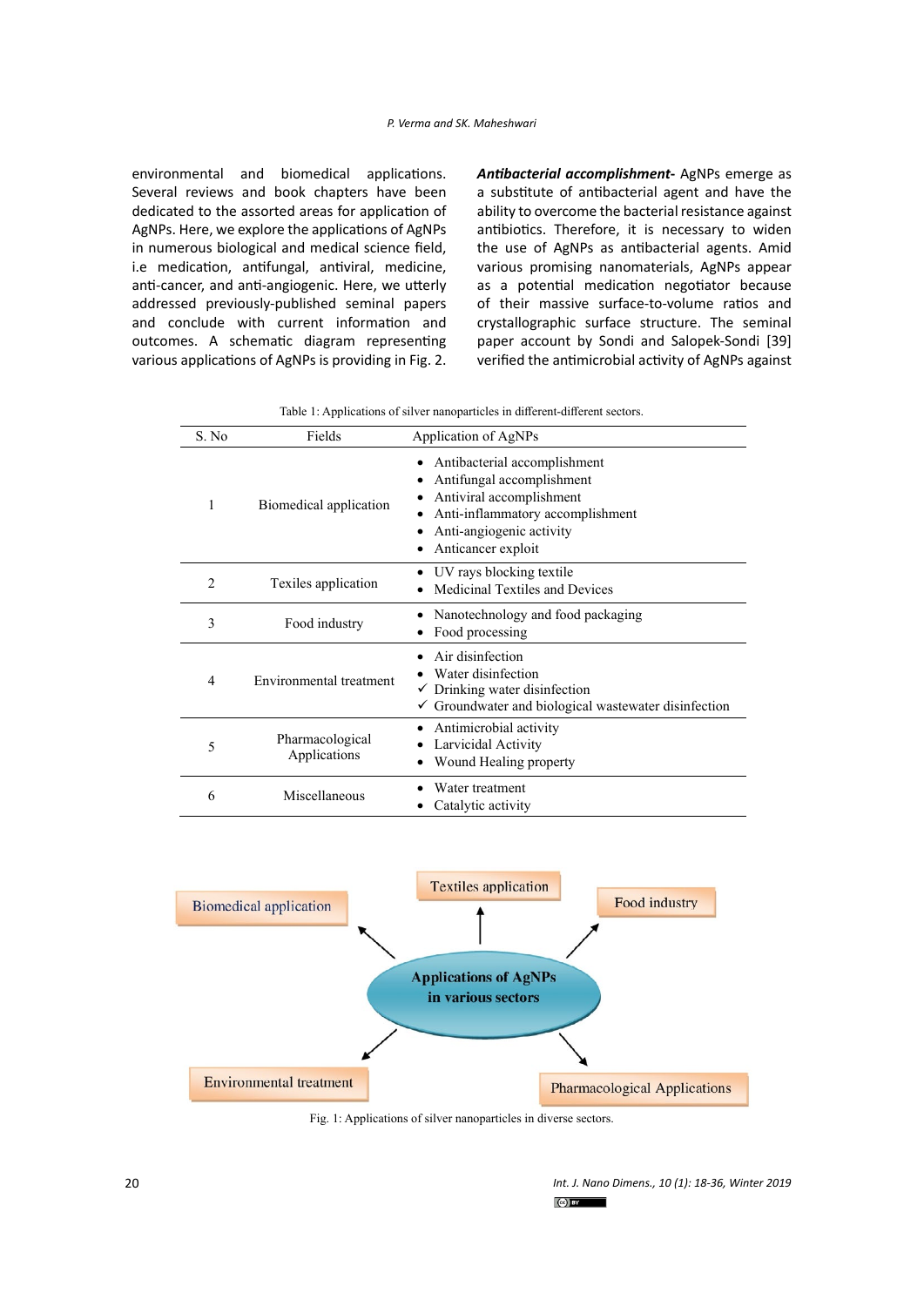environmental and biomedical applications. Several reviews and book chapters have been dedicated to the assorted areas for application of AgNPs. Here, we explore the applications of AgNPs in numerous biological and medical science field, i.e medication, antifungal, antiviral, medicine, anti-cancer, and anti-angiogenic. Here, we utterly addressed previously-published seminal papers and conclude with current information and outcomes. A schematic diagram representing various applications of AgNPs is providing in Fig. 2.

***Antibacterial accomplishment-*** AgNPs emerge as a substitute of antibacterial agent and have the ability to overcome the bacterial resistance against antibiotics. Therefore, it is necessary to widen the use of AgNPs as antibacterial agents. Amid various promising nanomaterials, AgNPs appear as a potential medication negotiator because of their massive surface-to-volume ratios and crystallographic surface structure. The seminal paper account by Sondi and Salopek-Sondi [39] verified the antimicrobial activity of AgNPs against

Table 1: Applications of silver nanoparticles in different-different sectors.

| S. No | Fields | Application of AgNPs |
|---|---|---|
| 1 | Biomedical application | • Antibacterial accomplishment<br>• Antifungal accomplishment<br>• Antiviral accomplishment<br>• Anti-inflammatory accomplishment<br>• Anti-angiogenic activity<br>• Anticancer exploit |
| 2 | Texiles application | • UV rays blocking textile<br>• Medicinal Textiles and Devices |
| 3 | Food industry | • Nanotechnology and food packaging<br>• Food processing |
| 4 | Environmental treatment | • Air disinfection<br>• Water disinfection<br>✓ Drinking water disinfection<br>✓ Groundwater and biological wastewater disinfection |
| 5 | Pharmacological Applications | • Antimicrobial activity<br>• Larvicidal Activity<br>• Wound Healing property |
| 6 | Miscellaneous | • Water treatment<br>• Catalytic activity |

Applications of AgNPs in various sectors

Biomedical application

Textiles application

Food industry

Environmental treatment

Pharmacological Applications

Fig. 1: Applications of silver nanoparticles in diverse sectors.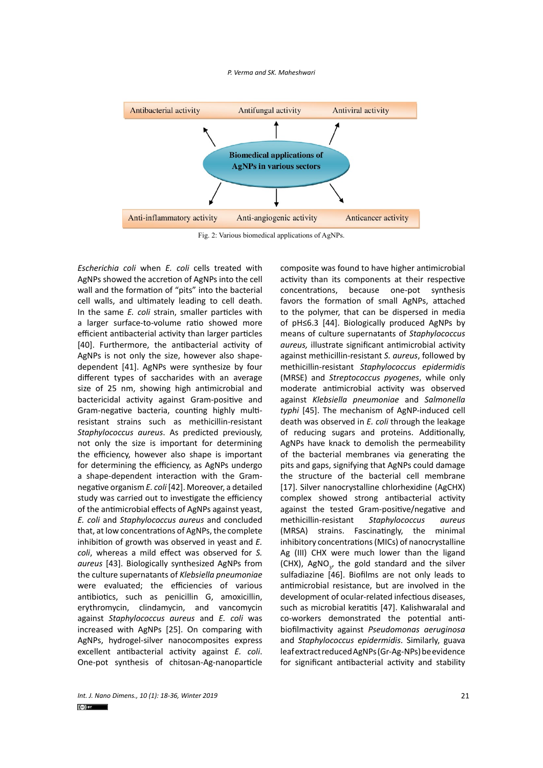Antibacterial activity

Antifungal activity

Antiviral activity

Biomedical applications of AgNPs in various sectors

Anti-inflammatory activity

Anti-angiogenic activity

Anticancer activity

Fig. 2: Various biomedical applications of AgNPs.

*Escherichia coli* when *E. coli* cells treated with AgNPs showed the accretion of AgNPs into the cell wall and the formation of "pits" into the bacterial cell walls, and ultimately leading to cell death. In the same *E. coli* strain, smaller particles with a larger surface-to-volume ratio showed more efficient antibacterial activity than larger particles [40]. Furthermore, the antibacterial activity of AgNPs is not only the size, however also shape-dependent [41]. AgNPs were synthesize by four different types of saccharides with an average size of 25 nm, showing high antimicrobial and bactericidal activity against Gram-positive and Gram-negative bacteria, counting highly multi-resistant strains such as methicillin-resistant *Staphylococcus aureus*. As predicted previously, not only the size is important for determining the efficiency, however also shape is important for determining the efficiency, as AgNPs undergo a shape-dependent interaction with the Gram-negative organism *E. coli* [42]. Moreover, a detailed study was carried out to investigate the efficiency of the antimicrobial effects of AgNPs against yeast, *E. coli* and *Staphylococcus aureus* and concluded that, at low concentrations of AgNPs, the complete inhibition of growth was observed in yeast and *E. coli*, whereas a mild effect was observed for *S. aureus* [43]. Biologically synthesized AgNPs from the culture supernatants of *Klebsiella pneumoniae* were evaluated; the efficiencies of various antibiotics, such as penicillin G, amoxicillin, erythromycin, clindamycin, and vancomycin against *Staphylococcus aureus* and *E. coli* was increased with AgNPs [25]. On comparing with AgNPs, hydrogel-silver nanocomposites express excellent antibacterial activity against *E. coli*. One-pot synthesis of chitosan-Ag-nanoparticle composite was found to have higher antimicrobial activity than its components at their respective concentrations, because one-pot synthesis favors the formation of small AgNPs, attached to the polymer, that can be dispersed in media of pH≤6.3 [44]. Biologically produced AgNPs by means of culture supernatants of *Staphylococcus aureus,* illustrate significant antimicrobial activity against methicillin-resistant *S. aureus*, followed by methicillin-resistant *Staphylococcus epidermidis* (MRSE) and *Streptococcus pyogenes*, while only moderate antimicrobial activity was observed against *Klebsiella pneumoniae* and *Salmonella typhi* [45]. The mechanism of AgNP-induced cell death was observed in *E. coli* through the leakage of reducing sugars and proteins. Additionally, AgNPs have knack to demolish the permeability of the bacterial membranes via generating the pits and gaps, signifying that AgNPs could damage the structure of the bacterial cell membrane [17]. Silver nanocrystalline chlorhexidine (AgCHX) complex showed strong antibacterial activity against the tested Gram-positive/negative and methicillin-resistant *Staphylococcus aureus* (MRSA) strains. Fascinatingly, the minimal inhibitory concentrations (MICs) of nanocrystalline Ag (III) CHX were much lower than the ligand (CHX), $AgNO_3$, the gold standard and the silver sulfadiazine [46]. Biofilms are not only leads to antimicrobial resistance, but are involved in the development of ocular-related infectious diseases, such as microbial keratitis [47]. Kalishwaralal and co-workers demonstrated the potential anti-biofilmactivity against *Pseudomonas aeruginosa* and *Staphylococcus epidermidis*. Similarly, guava leaf extract reduced AgNPs (Gr-Ag-NPs) be evidence for significant antibacterial activity and stability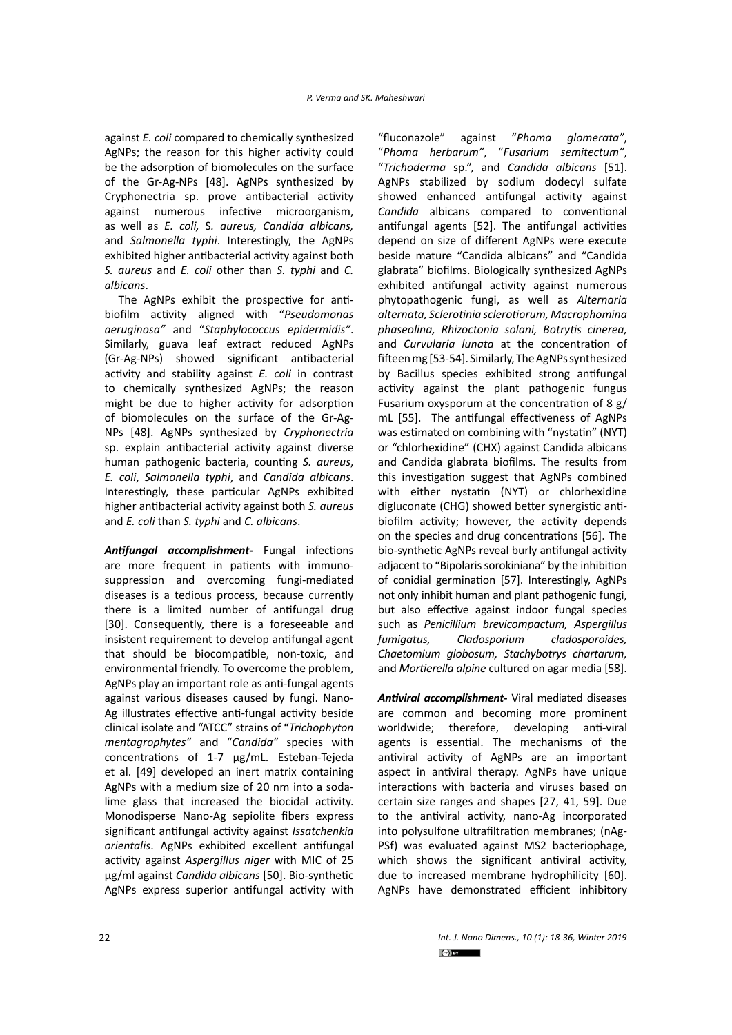against *E. coli* compared to chemically synthesized AgNPs; the reason for this higher activity could be the adsorption of biomolecules on the surface of the Gr-Ag-NPs [48]. AgNPs synthesized by Cryphonectria sp. prove antibacterial activity against numerous infective microorganism, as well as *E. coli,* S*. aureus, Candida albicans,* and *Salmonella typhi*. Interestingly, the AgNPs exhibited higher antibacterial activity against both *S. aureus* and *E. coli* other than *S. typhi* and *C. albicans*.

The AgNPs exhibit the prospective for anti-biofilm activity aligned with "*Pseudomonas aeruginosa"* and "*Staphylococcus epidermidis"*. Similarly, guava leaf extract reduced AgNPs (Gr-Ag-NPs) showed significant antibacterial activity and stability against *E. coli* in contrast to chemically synthesized AgNPs; the reason might be due to higher activity for adsorption of biomolecules on the surface of the Gr-Ag-NPs [48]. AgNPs synthesized by *Cryphonectria* sp. explain antibacterial activity against diverse human pathogenic bacteria, counting *S. aureus*, *E. coli*, *Salmonella typhi*, and *Candida albicans*. Interestingly, these particular AgNPs exhibited higher antibacterial activity against both *S. aureus* and *E. coli* than *S. typhi* and *C. albicans*.

***Antifungal accomplishment-*** Fungal infections are more frequent in patients with immuno-suppression and overcoming fungi-mediated diseases is a tedious process, because currently there is a limited number of antifungal drug [30]. Consequently, there is a foreseeable and insistent requirement to develop antifungal agent that should be biocompatible, non-toxic, and environmental friendly. To overcome the problem, AgNPs play an important role as anti-fungal agents against various diseases caused by fungi. Nano-Ag illustrates effective anti-fungal activity beside clinical isolate and "ATCC" strains of "*Trichophyton mentagrophytes"* and "*Candida"* species with concentrations of 1-7 µg/mL. Esteban-Tejeda et al. [49] developed an inert matrix containing AgNPs with a medium size of 20 nm into a soda-lime glass that increased the biocidal activity. Monodisperse Nano-Ag sepiolite fibers express significant antifungal activity against *Issatchenkia orientalis*. AgNPs exhibited excellent antifungal activity against *Aspergillus niger* with MIC of 25 µg/ml against *Candida albicans* [50]. Bio-synthetic AgNPs express superior antifungal activity with "fluconazole" against "*Phoma glomerata"*, "*Phoma herbarum"*, "*Fusarium semitectum"*, "*Trichoderma* sp.", and *Candida albicans* [51]. AgNPs stabilized by sodium dodecyl sulfate showed enhanced antifungal activity against *Candida* albicans compared to conventional antifungal agents [52]. The antifungal activities depend on size of different AgNPs were execute beside mature "Candida albicans" and "Candida glabrata" biofilms. Biologically synthesized AgNPs exhibited antifungal activity against numerous phytopathogenic fungi, as well as *Alternaria alternata, Sclerotinia sclerotiorum, Macrophomina phaseolina, Rhizoctonia solani, Botrytis cinerea,* and *Curvularia lunata* at the concentration of fifteen mg [53-54]. Similarly, The AgNPs synthesized by Bacillus species exhibited strong antifungal activity against the plant pathogenic fungus Fusarium oxysporum at the concentration of 8 g/mL [55]. The antifungal effectiveness of AgNPs was estimated on combining with "nystatin" (NYT) or "chlorhexidine" (CHX) against Candida albicans and Candida glabrata biofilms. The results from this investigation suggest that AgNPs combined with either nystatin (NYT) or chlorhexidine digluconate (CHG) showed better synergistic anti-biofilm activity; however, the activity depends on the species and drug concentrations [56]. The bio-synthetic AgNPs reveal burly antifungal activity adjacent to "Bipolaris sorokiniana" by the inhibition of conidial germination [57]. Interestingly, AgNPs not only inhibit human and plant pathogenic fungi, but also effective against indoor fungal species such as *Penicillium brevicompactum, Aspergillus fumigatus, Cladosporium cladosporoides, Chaetomium globosum, Stachybotrys chartarum,* and *Mortierella alpine* cultured on agar media [58].

***Antiviral accomplishment-*** Viral mediated diseases are common and becoming more prominent worldwide; therefore, developing anti-viral agents is essential. The mechanisms of the antiviral activity of AgNPs are an important aspect in antiviral therapy. AgNPs have unique interactions with bacteria and viruses based on certain size ranges and shapes [27, 41, 59]. Due to the antiviral activity, nano-Ag incorporated into polysulfone ultrafiltration membranes; (nAg-PSf) was evaluated against MS2 bacteriophage, which shows the significant antiviral activity, due to increased membrane hydrophilicity [60]. AgNPs have demonstrated efficient inhibitory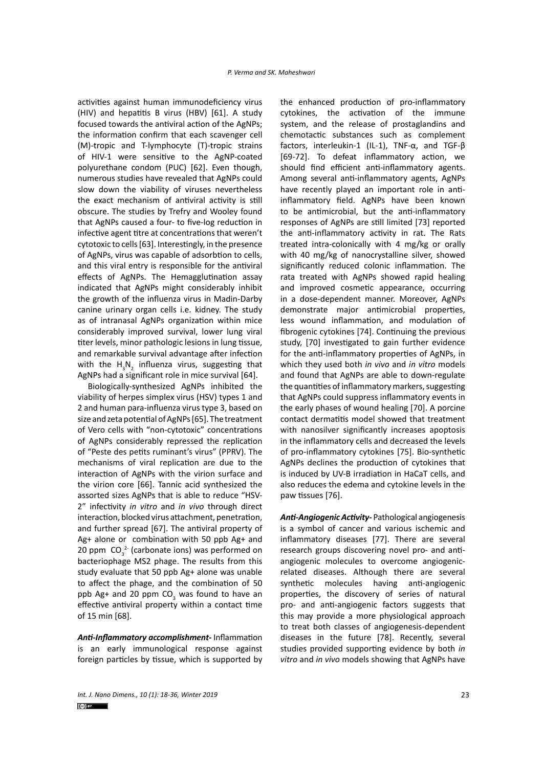activities against human immunodeficiency virus (HIV) and hepatitis B virus (HBV) [61]. A study focused towards the antiviral action of the AgNPs; the information confirm that each scavenger cell (M)-tropic and T-lymphocyte (T)-tropic strains of HIV-1 were sensitive to the AgNP-coated polyurethane condom (PUC) [62]. Even though, numerous studies have revealed that AgNPs could slow down the viability of viruses nevertheless the exact mechanism of antiviral activity is still obscure. The studies by Trefry and Wooley found that AgNPs caused a four- to five-log reduction in infective agent titre at concentrations that weren't cytotoxic to cells [63]. Interestingly, in the presence of AgNPs, virus was capable of adsorbtion to cells, and this viral entry is responsible for the antiviral effects of AgNPs. The Hemagglutination assay indicated that AgNPs might considerably inhibit the growth of the influenza virus in Madin-Darby canine urinary organ cells i.e. kidney. The study as of intranasal AgNPs organization within mice considerably improved survival, lower lung viral titer levels, minor pathologic lesions in lung tissue, and remarkable survival advantage after infection with the $H_3N_2$ influenza virus, suggesting that AgNPs had a significant role in mice survival [64].

Biologically-synthesized AgNPs inhibited the viability of herpes simplex virus (HSV) types 1 and 2 and human para-influenza virus type 3, based on size and zeta potential of AgNPs [65]. The treatment of Vero cells with "non-cytotoxic" concentrations of AgNPs considerably repressed the replication of "Peste des petits ruminant's virus" (PPRV). The mechanisms of viral replication are due to the interaction of AgNPs with the virion surface and the virion core [66]. Tannic acid synthesized the assorted sizes AgNPs that is able to reduce "HSV-2" infectivity *in vitro* and *in vivo* through direct interaction, blocked virus attachment, penetration, and further spread [67]. The antiviral property of Ag+ alone or combination with 50 ppb Ag+ and 20 ppm $CO_3^{2-}$ (carbonate ions) was performed on bacteriophage MS2 phage. The results from this study evaluate that 50 ppb Ag+ alone was unable to affect the phage, and the combination of 50 ppb Ag+ and 20 ppm $CO_3$ was found to have an effective antiviral property within a contact time of 15 min [68].

***Anti-Inflammatory accomplishment-*** Inflammation is an early immunological response against foreign particles by tissue, which is supported by the enhanced production of pro-inflammatory cytokines, the activation of the immune system, and the release of prostaglandins and chemotactic substances such as complement factors, interleukin-1 (IL-1), TNF-α, and TGF-β [69-72]. To defeat inflammatory action, we should find efficient anti-inflammatory agents. Among several anti-inflammatory agents, AgNPs have recently played an important role in anti-inflammatory field. AgNPs have been known to be antimicrobial, but the anti-inflammatory responses of AgNPs are still limited [73] reported the anti-inflammatory activity in rat. The Rats treated intra-colonically with 4 mg/kg or orally with 40 mg/kg of nanocrystalline silver, showed significantly reduced colonic inflammation. The rata treated with AgNPs showed rapid healing and improved cosmetic appearance, occurring in a dose-dependent manner. Moreover, AgNPs demonstrate major antimicrobial properties, less wound inflammation, and modulation of fibrogenic cytokines [74]. Continuing the previous study, [70] investigated to gain further evidence for the anti-inflammatory properties of AgNPs, in which they used both *in vivo* and *in vitro* models and found that AgNPs are able to down-regulate the quantities of inflammatory markers, suggesting that AgNPs could suppress inflammatory events in the early phases of wound healing [70]. A porcine contact dermatitis model showed that treatment with nanosilver significantly increases apoptosis in the inflammatory cells and decreased the levels of pro-inflammatory cytokines [75]. Bio-synthetic AgNPs declines the production of cytokines that is induced by UV-B irradiation in HaCaT cells, and also reduces the edema and cytokine levels in the paw tissues [76].

***Anti-Angiogenic Activity-*** Pathological angiogenesis is a symbol of cancer and various ischemic and inflammatory diseases [77]. There are several research groups discovering novel pro- and anti-angiogenic molecules to overcome angiogenic-related diseases. Although there are several synthetic molecules having anti-angiogenic properties, the discovery of series of natural pro- and anti-angiogenic factors suggests that this may provide a more physiological approach to treat both classes of angiogenesis-dependent diseases in the future [78]. Recently, several studies provided supporting evidence by both *in vitro* and *in vivo* models showing that AgNPs have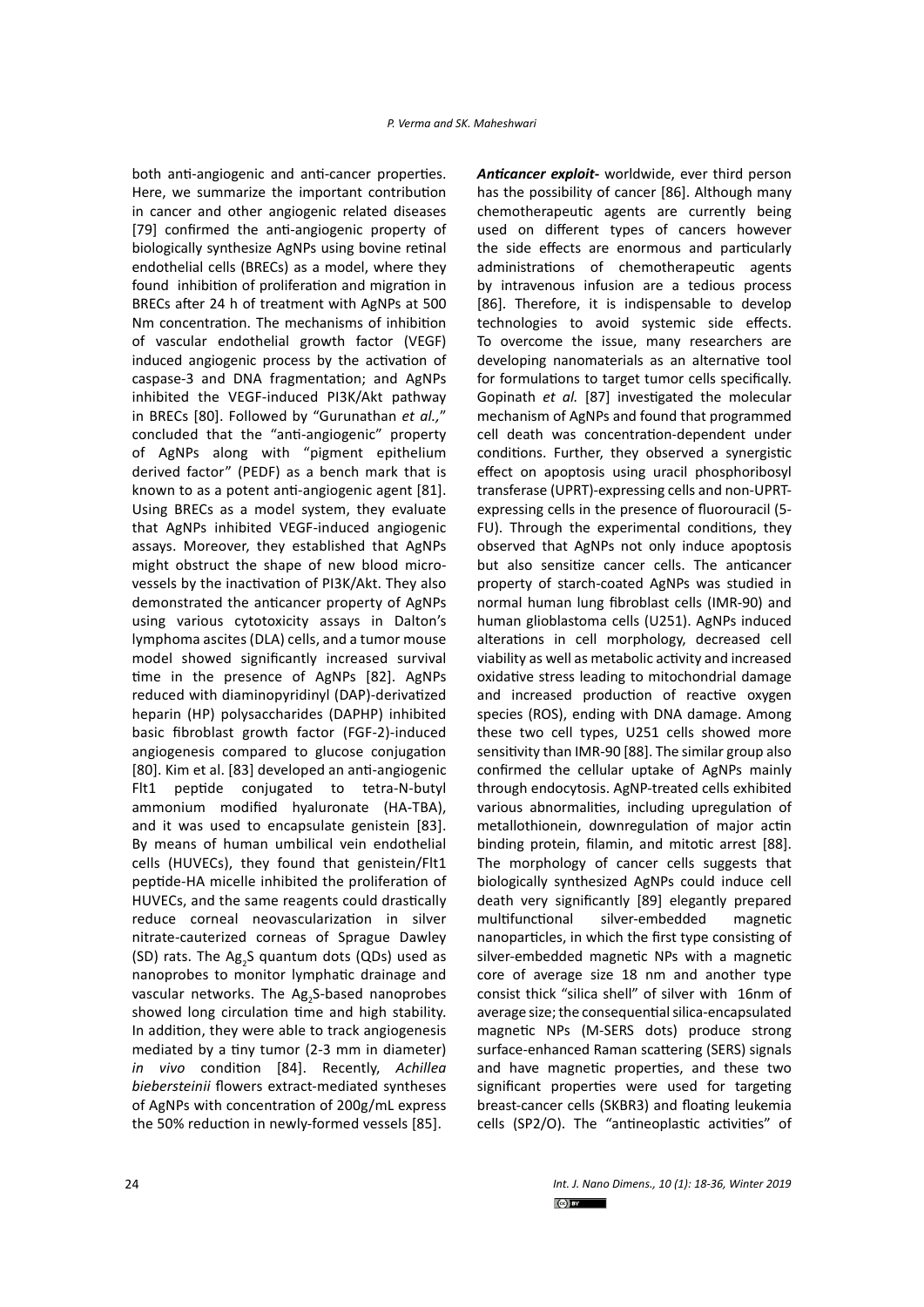both anti-angiogenic and anti-cancer properties. Here, we summarize the important contribution in cancer and other angiogenic related diseases [79] confirmed the anti-angiogenic property of biologically synthesize AgNPs using bovine retinal endothelial cells (BRECs) as a model, where they found inhibition of proliferation and migration in BRECs after 24 h of treatment with AgNPs at 500 Nm concentration. The mechanisms of inhibition of vascular endothelial growth factor (VEGF) induced angiogenic process by the activation of caspase-3 and DNA fragmentation; and AgNPs inhibited the VEGF-induced PI3K/Akt pathway in BRECs [80]. Followed by "Gurunathan *et al.*," concluded that the "anti-angiogenic" property of AgNPs along with "pigment epithelium derived factor" (PEDF) as a bench mark that is known to as a potent anti-angiogenic agent [81]. Using BRECs as a model system, they evaluate that AgNPs inhibited VEGF-induced angiogenic assays. Moreover, they established that AgNPs might obstruct the shape of new blood micro-vessels by the inactivation of PI3K/Akt. They also demonstrated the anticancer property of AgNPs using various cytotoxicity assays in Dalton's lymphoma ascites (DLA) cells, and a tumor mouse model showed significantly increased survival time in the presence of AgNPs [82]. AgNPs reduced with diaminopyridinyl (DAP)-derivatized heparin (HP) polysaccharides (DAPHP) inhibited basic fibroblast growth factor (FGF-2)-induced angiogenesis compared to glucose conjugation [80]. Kim et al. [83] developed an anti-angiogenic Flt1 peptide conjugated to tetra-N-butyl ammonium modified hyaluronate (HA-TBA), and it was used to encapsulate genistein [83]. By means of human umbilical vein endothelial cells (HUVECs), they found that genistein/Flt1 peptide-HA micelle inhibited the proliferation of HUVECs, and the same reagents could drastically reduce corneal neovascularization in silver nitrate-cauterized corneas of Sprague Dawley (SD) rats. The $Ag_2S$ quantum dots (QDs) used as nanoprobes to monitor lymphatic drainage and vascular networks. The $Ag_2S$-based nanoprobes showed long circulation time and high stability. In addition, they were able to track angiogenesis mediated by a tiny tumor (2-3 mm in diameter) *in vivo* condition [84]. Recently, *Achillea biebersteinii* flowers extract-mediated syntheses of AgNPs with concentration of 200g/mL express the 50% reduction in newly-formed vessels [85].

***Anticancer exploit-*** worldwide, ever third person has the possibility of cancer [86]. Although many chemotherapeutic agents are currently being used on different types of cancers however the side effects are enormous and particularly administrations of chemotherapeutic agents by intravenous infusion are a tedious process [86]. Therefore, it is indispensable to develop technologies to avoid systemic side effects. To overcome the issue, many researchers are developing nanomaterials as an alternative tool for formulations to target tumor cells specifically. Gopinath *et al.* [87] investigated the molecular mechanism of AgNPs and found that programmed cell death was concentration-dependent under conditions. Further, they observed a synergistic effect on apoptosis using uracil phosphoribosyl transferase (UPRT)-expressing cells and non-UPRT-expressing cells in the presence of fluorouracil (5-FU). Through the experimental conditions, they observed that AgNPs not only induce apoptosis but also sensitize cancer cells. The anticancer property of starch-coated AgNPs was studied in normal human lung fibroblast cells (IMR-90) and human glioblastoma cells (U251). AgNPs induced alterations in cell morphology, decreased cell viability as well as metabolic activity and increased oxidative stress leading to mitochondrial damage and increased production of reactive oxygen species (ROS), ending with DNA damage. Among these two cell types, U251 cells showed more sensitivity than IMR-90 [88]. The similar group also confirmed the cellular uptake of AgNPs mainly through endocytosis. AgNP-treated cells exhibited various abnormalities, including upregulation of metallothionein, downregulation of major actin binding protein, filamin, and mitotic arrest [88]. The morphology of cancer cells suggests that biologically synthesized AgNPs could induce cell death very significantly [89] elegantly prepared multifunctional silver-embedded magnetic nanoparticles, in which the first type consisting of silver-embedded magnetic NPs with a magnetic core of average size 18 nm and another type consist thick "silica shell" of silver with 16nm of average size; the consequential silica-encapsulated magnetic NPs (M-SERS dots) produce strong surface-enhanced Raman scattering (SERS) signals and have magnetic properties, and these two significant properties were used for targeting breast-cancer cells (SKBR3) and floating leukemia cells (SP2/O). The "antineoplastic activities" of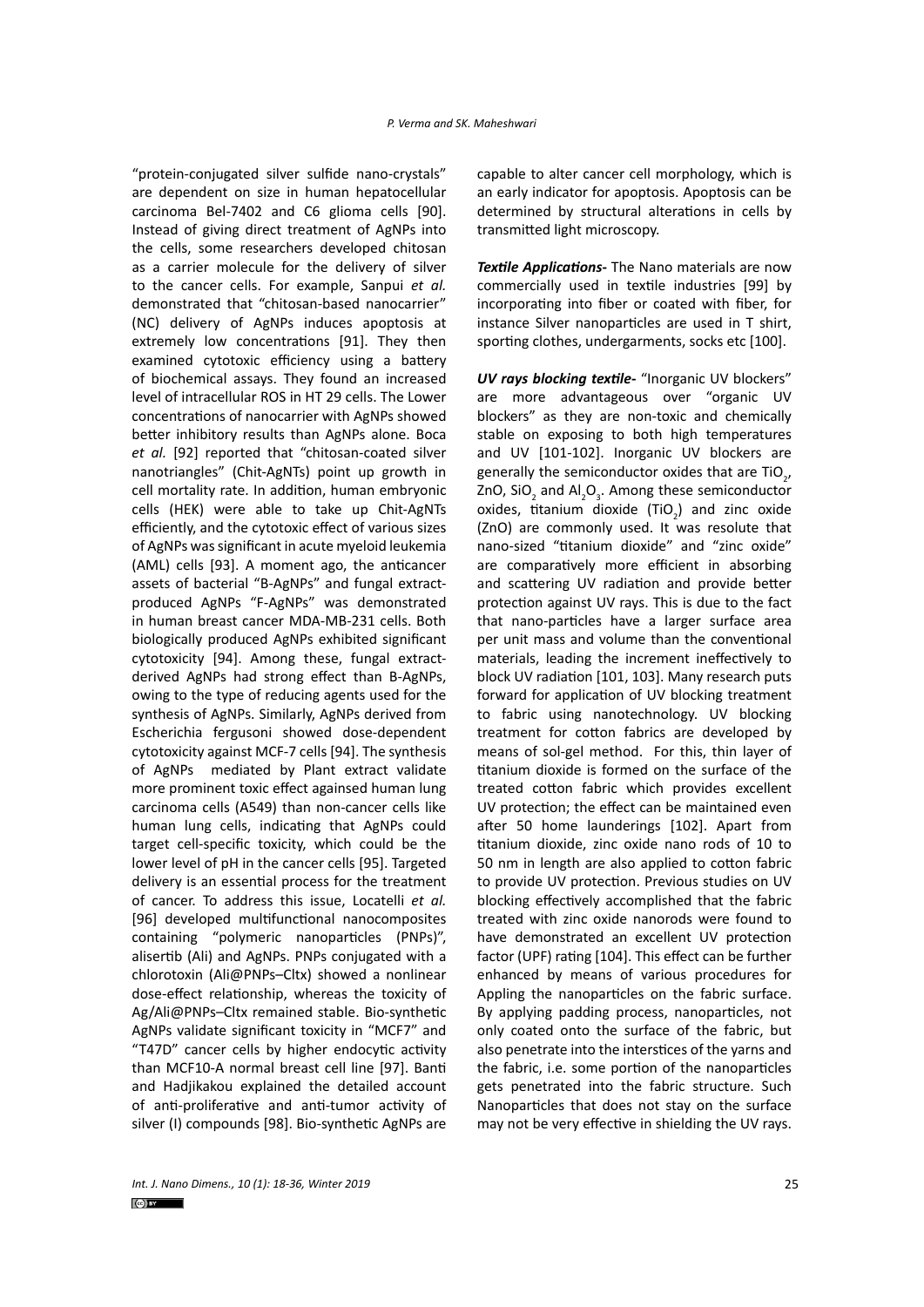"protein-conjugated silver sulfide nano-crystals" are dependent on size in human hepatocellular carcinoma Bel-7402 and C6 glioma cells [90]. Instead of giving direct treatment of AgNPs into the cells, some researchers developed chitosan as a carrier molecule for the delivery of silver to the cancer cells. For example, Sanpui *et al.* demonstrated that "chitosan-based nanocarrier" (NC) delivery of AgNPs induces apoptosis at extremely low concentrations [91]. They then examined cytotoxic efficiency using a battery of biochemical assays. They found an increased level of intracellular ROS in HT 29 cells. The Lower concentrations of nanocarrier with AgNPs showed better inhibitory results than AgNPs alone. Boca *et al.* [92] reported that "chitosan-coated silver nanotriangles" (Chit-AgNTs) point up growth in cell mortality rate. In addition, human embryonic cells (HEK) were able to take up Chit-AgNTs efficiently, and the cytotoxic effect of various sizes of AgNPs was significant in acute myeloid leukemia (AML) cells [93]. A moment ago, the anticancer assets of bacterial "B-AgNPs" and fungal extract-produced AgNPs "F-AgNPs" was demonstrated in human breast cancer MDA-MB-231 cells. Both biologically produced AgNPs exhibited significant cytotoxicity [94]. Among these, fungal extract-derived AgNPs had strong effect than B-AgNPs, owing to the type of reducing agents used for the synthesis of AgNPs. Similarly, AgNPs derived from Escherichia fergusoni showed dose-dependent cytotoxicity against MCF-7 cells [94]. The synthesis of AgNPs mediated by Plant extract validate more prominent toxic effect agaisned human lung carcinoma cells (A549) than non-cancer cells like human lung cells, indicating that AgNPs could target cell-specific toxicity, which could be the lower level of pH in the cancer cells [95]. Targeted delivery is an essential process for the treatment of cancer. To address this issue, Locatelli *et al.* [96] developed multifunctional nanocomposites containing "polymeric nanoparticles (PNPs)", alisertib (Ali) and AgNPs. PNPs conjugated with a chlorotoxin (Ali@PNPs–Cltx) showed a nonlinear dose-effect relationship, whereas the toxicity of Ag/Ali@PNPs–Cltx remained stable. Bio-synthetic AgNPs validate significant toxicity in "MCF7" and "T47D" cancer cells by higher endocytic activity than MCF10-A normal breast cell line [97]. Banti and Hadjikakou explained the detailed account of anti-proliferative and anti-tumor activity of silver (I) compounds [98]. Bio-synthetic AgNPs are capable to alter cancer cell morphology, which is an early indicator for apoptosis. Apoptosis can be determined by structural alterations in cells by transmitted light microscopy.

***Textile Applications-*** The Nano materials are now commercially used in textile industries [99] by incorporating into fiber or coated with fiber, for instance Silver nanoparticles are used in T shirt, sporting clothes, undergarments, socks etc [100].

***UV rays blocking textile-*** "Inorganic UV blockers" are more advantageous over "organic UV blockers" as they are non-toxic and chemically stable on exposing to both high temperatures and UV [101-102]. Inorganic UV blockers are generally the semiconductor oxides that are $TiO_2$, ZnO, $SiO_2$ and $Al_2O_3$. Among these semiconductor oxides, titanium dioxide ($TiO_2$) and zinc oxide (ZnO) are commonly used. It was resolute that nano-sized "titanium dioxide" and "zinc oxide" are comparatively more efficient in absorbing and scattering UV radiation and provide better protection against UV rays. This is due to the fact that nano-particles have a larger surface area per unit mass and volume than the conventional materials, leading the increment ineffectively to block UV radiation [101, 103]. Many research puts forward for application of UV blocking treatment to fabric using nanotechnology. UV blocking treatment for cotton fabrics are developed by means of sol-gel method. For this, thin layer of titanium dioxide is formed on the surface of the treated cotton fabric which provides excellent UV protection; the effect can be maintained even after 50 home launderings [102]. Apart from titanium dioxide, zinc oxide nano rods of 10 to 50 nm in length are also applied to cotton fabric to provide UV protection. Previous studies on UV blocking effectively accomplished that the fabric treated with zinc oxide nanorods were found to have demonstrated an excellent UV protection factor (UPF) rating [104]. This effect can be further enhanced by means of various procedures for Appling the nanoparticles on the fabric surface. By applying padding process, nanoparticles, not only coated onto the surface of the fabric, but also penetrate into the interstices of the yarns and the fabric, i.e. some portion of the nanoparticles gets penetrated into the fabric structure. Such Nanoparticles that does not stay on the surface may not be very effective in shielding the UV rays.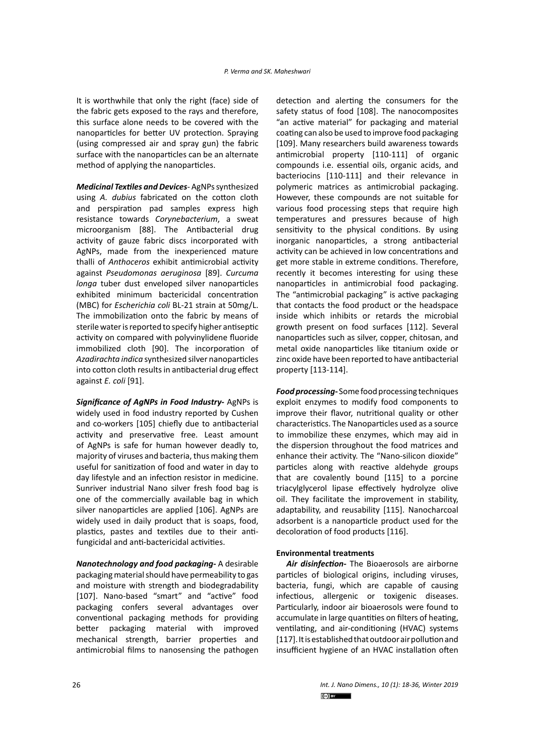It is worthwhile that only the right (face) side of the fabric gets exposed to the rays and therefore, this surface alone needs to be covered with the nanoparticles for better UV protection. Spraying (using compressed air and spray gun) the fabric surface with the nanoparticles can be an alternate method of applying the nanoparticles.

***Medicinal Textiles and Devices***- AgNPs synthesized using *A. dubius* fabricated on the cotton cloth and perspiration pad samples express high resistance towards *Corynebacterium*, a sweat microorganism [88]. The Antibacterial drug activity of gauze fabric discs incorporated with AgNPs, made from the inexperienced mature thalli of *Anthoceros* exhibit antimicrobial activity against *Pseudomonas aeruginosa* [89]. *Curcuma longa* tuber dust enveloped silver nanoparticles exhibited minimum bactericidal concentration (MBC) for *Escherichia coli* BL-21 strain at 50mg/L. The immobilization onto the fabric by means of sterile water is reported to specify higher antiseptic activity on compared with polyvinylidene fluoride immobilized cloth [90]. The incorporation of *Azadirachta indica* synthesized silver nanoparticles into cotton cloth results in antibacterial drug effect against *E. coli* [91].

***Significance of AgNPs in Food Industry-*** AgNPs is widely used in food industry reported by Cushen and co-workers [105] chiefly due to antibacterial activity and preservative free. Least amount of AgNPs is safe for human however deadly to, majority of viruses and bacteria, thus making them useful for sanitization of food and water in day to day lifestyle and an infection resistor in medicine. Sunriver industrial Nano silver fresh food bag is one of the commercially available bag in which silver nanoparticles are applied [106]. AgNPs are widely used in daily product that is soaps, food, plastics, pastes and textiles due to their anti-fungicidal and anti-bactericidal activities.

***Nanotechnology and food packaging-*** A desirable packaging material should have permeability to gas and moisture with strength and biodegradability [107]. Nano-based "smart" and "active" food packaging confers several advantages over conventional packaging methods for providing better packaging material with improved mechanical strength, barrier properties and antimicrobial films to nanosensing the pathogen detection and alerting the consumers for the safety status of food [108]. The nanocomposites "an active material" for packaging and material coating can also be used to improve food packaging [109]. Many researchers build awareness towards antimicrobial property [110-111] of organic compounds i.e. essential oils, organic acids, and bacteriocins [110-111] and their relevance in polymeric matrices as antimicrobial packaging. However, these compounds are not suitable for various food processing steps that require high temperatures and pressures because of high sensitivity to the physical conditions. By using inorganic nanoparticles, a strong antibacterial activity can be achieved in low concentrations and get more stable in extreme conditions. Therefore, recently it becomes interesting for using these nanoparticles in antimicrobial food packaging. The "antimicrobial packaging" is active packaging that contacts the food product or the headspace inside which inhibits or retards the microbial growth present on food surfaces [112]. Several nanoparticles such as silver, copper, chitosan, and metal oxide nanoparticles like titanium oxide or zinc oxide have been reported to have antibacterial property [113-114].

***Food processing-*** Some food processing techniques exploit enzymes to modify food components to improve their flavor, nutritional quality or other characteristics. The Nanoparticles used as a source to immobilize these enzymes, which may aid in the dispersion throughout the food matrices and enhance their activity. The "Nano-silicon dioxide" particles along with reactive aldehyde groups that are covalently bound [115] to a porcine triacylglycerol lipase effectively hydrolyze olive oil. They facilitate the improvement in stability, adaptability, and reusability [115]. Nanocharcoal adsorbent is a nanoparticle product used for the decoloration of food products [116].

**Environmental treatments**

***Air disinfection-*** The Bioaerosols are airborne particles of biological origins, including viruses, bacteria, fungi, which are capable of causing infectious, allergenic or toxigenic diseases. Particularly, indoor air bioaerosols were found to accumulate in large quantities on filters of heating, ventilating, and air-conditioning (HVAC) systems [117]. It is established that outdoor air pollution and insufficient hygiene of an HVAC installation often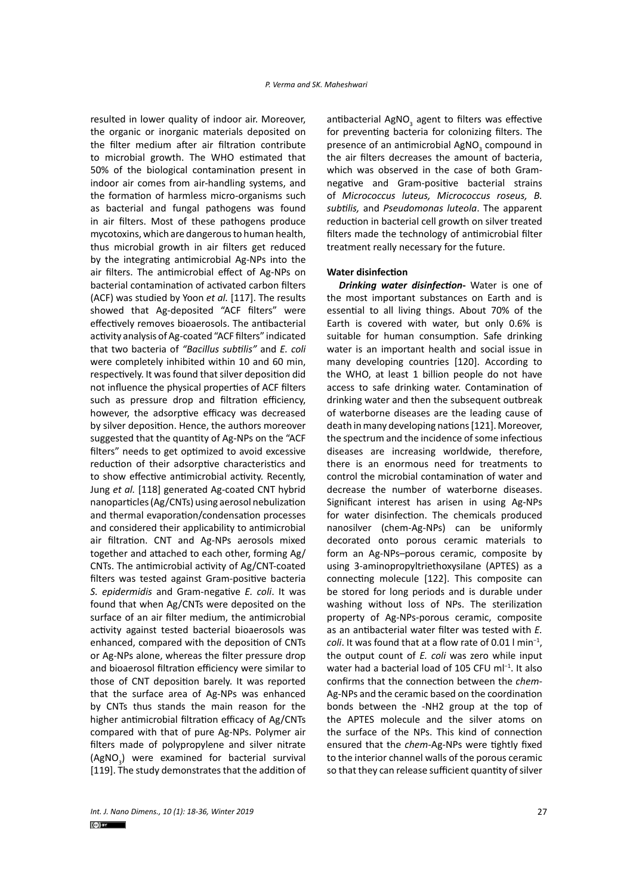resulted in lower quality of indoor air. Moreover, the organic or inorganic materials deposited on the filter medium after air filtration contribute to microbial growth. The WHO estimated that 50% of the biological contamination present in indoor air comes from air-handling systems, and the formation of harmless micro-organisms such as bacterial and fungal pathogens was found in air filters. Most of these pathogens produce mycotoxins, which are dangerous to human health, thus microbial growth in air filters get reduced by the integrating antimicrobial Ag-NPs into the air filters. The antimicrobial effect of Ag-NPs on bacterial contamination of activated carbon filters (ACF) was studied by Yoon *et al.* [117]. The results showed that Ag-deposited "ACF filters" were effectively removes bioaerosols. The antibacterial activity analysis of Ag-coated "ACF filters" indicated that two bacteria of *"Bacillus subtilis"* and *E. coli* were completely inhibited within 10 and 60 min, respectively. It was found that silver deposition did not influence the physical properties of ACF filters such as pressure drop and filtration efficiency, however, the adsorptive efficacy was decreased by silver deposition. Hence, the authors moreover suggested that the quantity of Ag-NPs on the "ACF filters" needs to get optimized to avoid excessive reduction of their adsorptive characteristics and to show effective antimicrobial activity. Recently, Jung *et al.* [118] generated Ag-coated CNT hybrid nanoparticles (Ag/CNTs) using aerosol nebulization and thermal evaporation/condensation processes and considered their applicability to antimicrobial air filtration. CNT and Ag-NPs aerosols mixed together and attached to each other, forming Ag/CNTs. The antimicrobial activity of Ag/CNT-coated filters was tested against Gram-positive bacteria *S. epidermidis* and Gram-negative *E. coli*. It was found that when Ag/CNTs were deposited on the surface of an air filter medium, the antimicrobial activity against tested bacterial bioaerosols was enhanced, compared with the deposition of CNTs or Ag-NPs alone, whereas the filter pressure drop and bioaerosol filtration efficiency were similar to those of CNT deposition barely. It was reported that the surface area of Ag-NPs was enhanced by CNTs thus stands the main reason for the higher antimicrobial filtration efficacy of Ag/CNTs compared with that of pure Ag-NPs. Polymer air filters made of polypropylene and silver nitrate ($AgNO_3$) were examined for bacterial survival [119]. The study demonstrates that the addition of antibacterial $AgNO_3$ agent to filters was effective for preventing bacteria for colonizing filters. The presence of an antimicrobial $AgNO_3$ compound in the air filters decreases the amount of bacteria, which was observed in the case of both Gram-negative and Gram-positive bacterial strains of *Micrococcus luteus, Micrococcus roseus, B. subtilis,* and *Pseudomonas luteola*. The apparent reduction in bacterial cell growth on silver treated filters made the technology of antimicrobial filter treatment really necessary for the future.

**Water disinfection**

***Drinking water disinfection-*** Water is one of the most important substances on Earth and is essential to all living things. About 70% of the Earth is covered with water, but only 0.6% is suitable for human consumption. Safe drinking water is an important health and social issue in many developing countries [120]. According to the WHO, at least 1 billion people do not have access to safe drinking water. Contamination of drinking water and then the subsequent outbreak of waterborne diseases are the leading cause of death in many developing nations [121]. Moreover, the spectrum and the incidence of some infectious diseases are increasing worldwide, therefore, there is an enormous need for treatments to control the microbial contamination of water and decrease the number of waterborne diseases. Significant interest has arisen in using Ag-NPs for water disinfection. The chemicals produced nanosilver (chem-Ag-NPs) can be uniformly decorated onto porous ceramic materials to form an Ag-NPs–porous ceramic, composite by using 3-aminopropyltriethoxysilane (APTES) as a connecting molecule [122]. This composite can be stored for long periods and is durable under washing without loss of NPs. The sterilization property of Ag-NPs-porous ceramic, composite as an antibacterial water filter was tested with *E. coli*. It was found that at a flow rate of 0.01 l $min^{-1}$, the output count of *E. coli* was zero while input water had a bacterial load of 105 CFU $ml^{-1}$. It also confirms that the connection between the *chem*-Ag-NPs and the ceramic based on the coordination bonds between the -NH2 group at the top of the APTES molecule and the silver atoms on the surface of the NPs. This kind of connection ensured that the *chem*-Ag-NPs were tightly fixed to the interior channel walls of the porous ceramic so that they can release sufficient quantity of silver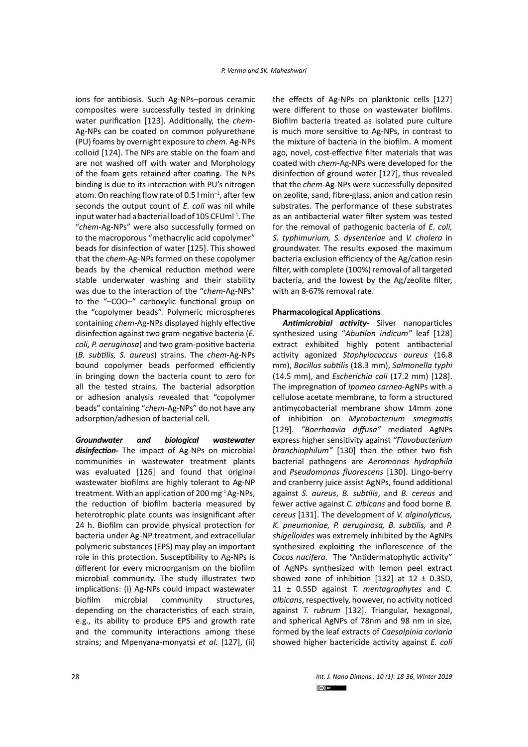ions for antibiosis. Such Ag-NPs–porous ceramic composites were successfully tested in drinking water purification [123]. Additionally, the *chem*-Ag-NPs can be coated on common polyurethane (PU) foams by overnight exposure to *chem.* Ag-NPs colloid [124]. The NPs are stable on the foam and are not washed off with water and Morphology of the foam gets retained after coating. The NPs binding is due to its interaction with PU's nitrogen atom. On reaching flow rate of 0.5 l $min^{-1}$, after few seconds the output count of *E. coli* was nil while input water had a bacterial load of 105 $CFUml^{-1}$. The "*chem*-Ag-NPs" were also successfully formed on to the macroporous "methacrylic acid copolymer" beads for disinfection of water [125]. This showed that the *chem*-Ag-NPs formed on these copolymer beads by the chemical reduction method were stable underwater washing and their stability was due to the interaction of the "*chem*-Ag-NPs" to the "–COO−" carboxylic functional group on the "copolymer beads". Polymeric microspheres containing *chem*-Ag-NPs displayed highly effective disinfection against two gram-negative bacteria (*E. coli, P. aeruginosa*) and two gram-positive bacteria (*B. subtilis, S. aureus*) strains. The *chem*-Ag-NPs bound copolymer beads performed efficiently in bringing down the bacteria count to zero for all the tested strains. The bacterial adsorption or adhesion analysis revealed that "copolymer beads" containing "*chem*-Ag-NPs" do not have any adsorption/adhesion of bacterial cell.

***Groundwater and biological wastewater disinfection-*** The impact of Ag-NPs on microbial communities in wastewater treatment plants was evaluated [126] and found that original wastewater biofilms are highly tolerant to Ag-NP treatment. With an application of 200 $mg^{-1}$ Ag-NPs, the reduction of biofilm bacteria measured by heterotrophic plate counts was insignificant after 24 h. Biofilm can provide physical protection for bacteria under Ag-NP treatment, and extracellular polymeric substances (EPS) may play an important role in this protection. Susceptibility to Ag-NPs is different for every microorganism on the biofilm microbial community. The study illustrates two implications: (i) Ag-NPs could impact wastewater biofilm microbial community structures, depending on the characteristics of each strain, e.g., its ability to produce EPS and growth rate and the community interactions among these strains; and Mpenyana-monyatsi *et al.* [127], (ii) the effects of Ag-NPs on planktonic cells [127] were different to those on wastewater biofilms. Biofilm bacteria treated as isolated pure culture is much more sensitive to Ag-NPs, in contrast to the mixture of bacteria in the biofilm. A moment ago, novel, cost-effective filter materials that was coated with *chem*-Ag-NPs were developed for the disinfection of ground water [127], thus revealed that the *chem*-Ag-NPs were successfully deposited on zeolite, sand, fibre-glass, anion and cation resin substrates. The performance of these substrates as an antibacterial water filter system was tested for the removal of pathogenic bacteria of *E. coli, S. typhimurium, S. dysenteriae* and *V. cholera* in groundwater. The results exposed the maximum bacteria exclusion efficiency of the Ag/cation resin filter, with complete (100%) removal of all targeted bacteria, and the lowest by the Ag/zeolite filter, with an 8-67% removal rate.

**Pharmacological Applications**

***Antimicrobial activity-*** Silver nanoparticles synthesized using "*Abutilon indicum"* leaf [128] extract exhibited highly potent antibacterial activity agonized *Staphylococcus aureus* (16.8 mm), *Bacillus subtilis* (18.3 mm), *Salmonella typhi* (14.5 mm), and *Escherichia coli* (17.2 mm) [128]. The impregnation of *Ipomea carnea*-AgNPs with a cellulose acetate membrane, to form a structured antimycobacterial membrane show 14mm zone of inhibition on *Mycobacterium smegmatis* [129]. *"Boerhaavia diffusa"* mediated AgNPs express higher sensitivity against *"Flavobacterium branchiophilum"* [130] than the other two fish bacterial pathogens are *Aeromonas hydrophila* and *Pseudomonas fluorescens* [130]. Lingo-berry and cranberry juice assist AgNPs, found additional against *S. aureus*, *B. subtilis*, and *B. cereus* and fewer active against *C. albicans* and food borne *B. cereus* [131]. The development of *V. alginolyticus, K. pneumoniae, P. aeruginosa, B. subtilis,* and *P. shigelloides* was extremely inhibited by the AgNPs synthesized exploiting the inflorescence of the *Cocos nucifera*. The "Antidermatophytic activity" of AgNPs synthesized with lemon peel extract showed zone of inhibition [132] at 12 ± 0.3SD, 11 ± 0.5SD against *T. mentagrophytes* and *C. albicans*, respectively, however, no activity noticed against *T. rubrum* [132]. Triangular, hexagonal, and spherical AgNPs of 78nm and 98 nm in size*,* formed by the leaf extracts of *Caesalpinia coriaria* showed higher bactericide activity against *E. coli*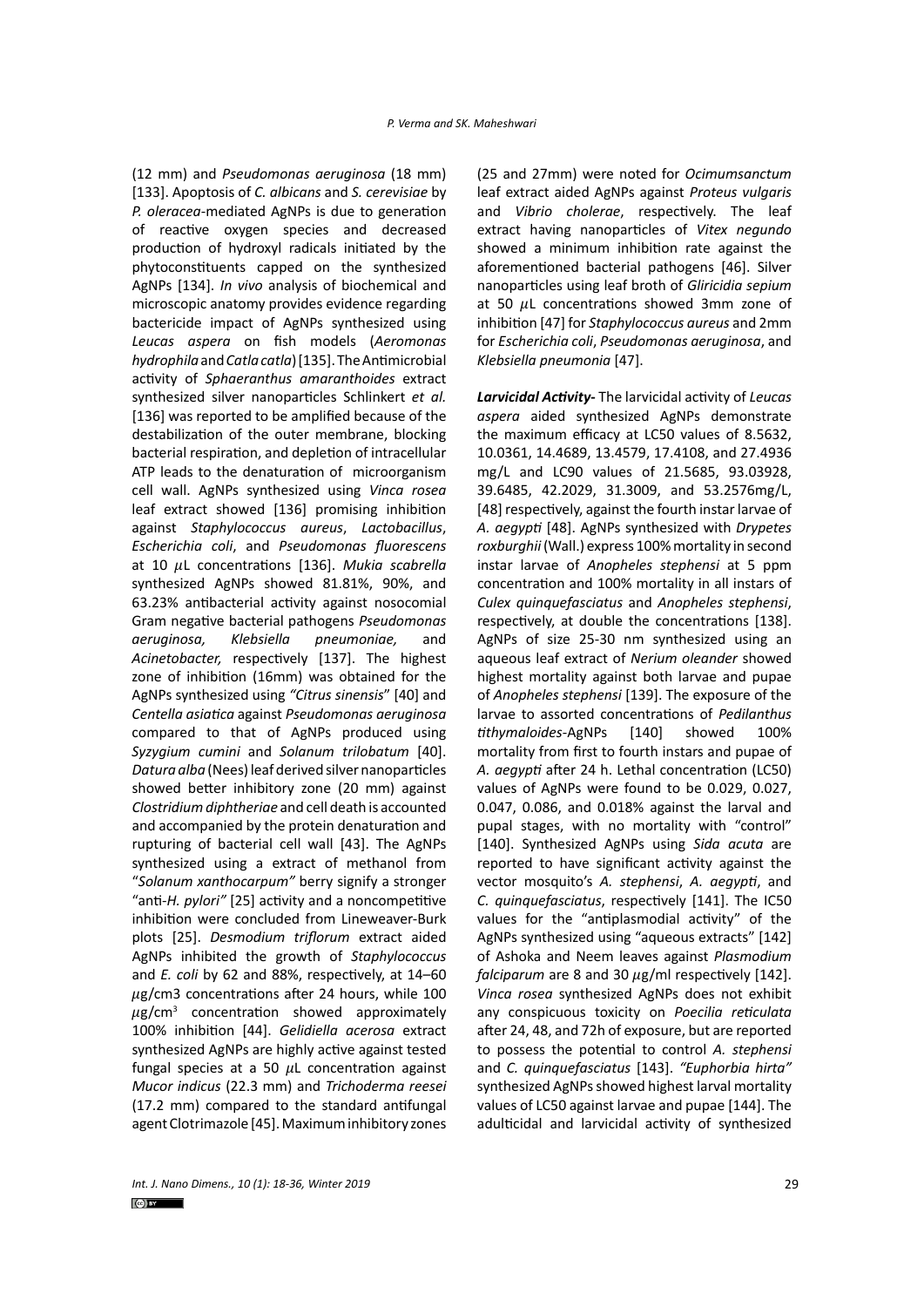(12 mm) and *Pseudomonas aeruginosa* (18 mm) [133]. Apoptosis of *C. albicans* and *S. cerevisiae* by *P. oleracea*-mediated AgNPs is due to generation of reactive oxygen species and decreased production of hydroxyl radicals initiated by the phytoconstituents capped on the synthesized AgNPs [134]. *In vivo* analysis of biochemical and microscopic anatomy provides evidence regarding bactericide impact of AgNPs synthesized using *Leucas aspera* on fish models (*Aeromonas hydrophila* and *Catla catla*) [135]. The Antimicrobial activity of *Sphaeranthus amaranthoides* extract synthesized silver nanoparticles Schlinkert *et al.* [136] was reported to be amplified because of the destabilization of the outer membrane, blocking bacterial respiration, and depletion of intracellular ATP leads to the denaturation of microorganism cell wall. AgNPs synthesized using *Vinca rosea* leaf extract showed [136] promising inhibition against *Staphylococcus aureus*, *Lactobacillus*, *Escherichia coli*, and *Pseudomonas fluorescens* at 10 $\mu$L concentrations [136]. *Mukia scabrella* synthesized AgNPs showed 81.81%, 90%, and 63.23% antibacterial activity against nosocomial Gram negative bacterial pathogens *Pseudomonas aeruginosa, Klebsiella pneumoniae,* and *Acinetobacter,* respectively [137]. The highest zone of inhibition (16mm) was obtained for the AgNPs synthesized using *"Citrus sinensis"* [40] and *Centella asiatica* against *Pseudomonas aeruginosa* compared to that of AgNPs produced using *Syzygium cumini* and *Solanum trilobatum* [40]. *Datura alba* (Nees) leaf derived silver nanoparticles showed better inhibitory zone (20 mm) against *Clostridium diphtheriae* and cell death is accounted and accompanied by the protein denaturation and rupturing of bacterial cell wall [43]. The AgNPs synthesized using a extract of methanol from "*Solanum xanthocarpum"* berry signify a stronger "anti-*H. pylori"* [25] activity and a noncompetitive inhibition were concluded from Lineweaver-Burk plots [25]. *Desmodium triflorum* extract aided AgNPs inhibited the growth of *Staphylococcus* and *E. coli* by 62 and 88%, respectively, at 14–60 $\mu$g/cm3 concentrations after 24 hours, while 100 $\mu$g/cm$^3$ concentration showed approximately 100% inhibition [44]. *Gelidiella acerosa* extract synthesized AgNPs are highly active against tested fungal species at a 50 $\mu$L concentration against *Mucor indicus* (22.3 mm) and *Trichoderma reesei* (17.2 mm) compared to the standard antifungal agent Clotrimazole [45]. Maximum inhibitory zones (25 and 27mm) were noted for *Ocimumsanctum* leaf extract aided AgNPs against *Proteus vulgaris* and *Vibrio cholerae*, respectively. The leaf extract having nanoparticles of *Vitex negundo* showed a minimum inhibition rate against the aforementioned bacterial pathogens [46]. Silver nanoparticles using leaf broth of *Gliricidia sepium* at 50 $\mu$L concentrations showed 3mm zone of inhibition [47] for *Staphylococcus aureus* and 2mm for *Escherichia coli*, *Pseudomonas aeruginosa*, and *Klebsiella pneumonia* [47].

***Larvicidal Activity-*** The larvicidal activity of *Leucas aspera* aided synthesized AgNPs demonstrate the maximum efficacy at LC50 values of 8.5632, 10.0361, 14.4689, 13.4579, 17.4108, and 27.4936 mg/L and LC90 values of 21.5685, 93.03928, 39.6485, 42.2029, 31.3009, and 53.2576mg/L, [48] respectively, against the fourth instar larvae of *A. aegypti* [48]. AgNPs synthesized with *Drypetes roxburghii* (Wall.) express 100% mortality in second instar larvae of *Anopheles stephensi* at 5 ppm concentration and 100% mortality in all instars of *Culex quinquefasciatus* and *Anopheles stephensi*, respectively, at double the concentrations [138]. AgNPs of size 25-30 nm synthesized using an aqueous leaf extract of *Nerium oleander* showed highest mortality against both larvae and pupae of *Anopheles stephensi* [139]. The exposure of the larvae to assorted concentrations of *Pedilanthus tithymaloides*-AgNPs [140] showed 100% mortality from first to fourth instars and pupae of *A. aegypti* after 24 h. Lethal concentration (LC50) values of AgNPs were found to be 0.029, 0.027, 0.047, 0.086, and 0.018% against the larval and pupal stages, with no mortality with "control" [140]. Synthesized AgNPs using *Sida acuta* are reported to have significant activity against the vector mosquito's *A. stephensi*, *A. aegypti*, and *C. quinquefasciatus*, respectively [141]. The IC50 values for the "antiplasmodial activity" of the AgNPs synthesized using "aqueous extracts" [142] of Ashoka and Neem leaves against *Plasmodium falciparum* are 8 and 30 $\mu$g/ml respectively [142]. *Vinca rosea* synthesized AgNPs does not exhibit any conspicuous toxicity on *Poecilia reticulata* after 24, 48, and 72h of exposure, but are reported to possess the potential to control *A. stephensi* and *C. quinquefasciatus* [143]. *"Euphorbia hirta"* synthesized AgNPs showed highest larval mortality values of LC50 against larvae and pupae [144]. The adulticidal and larvicidal activity of synthesized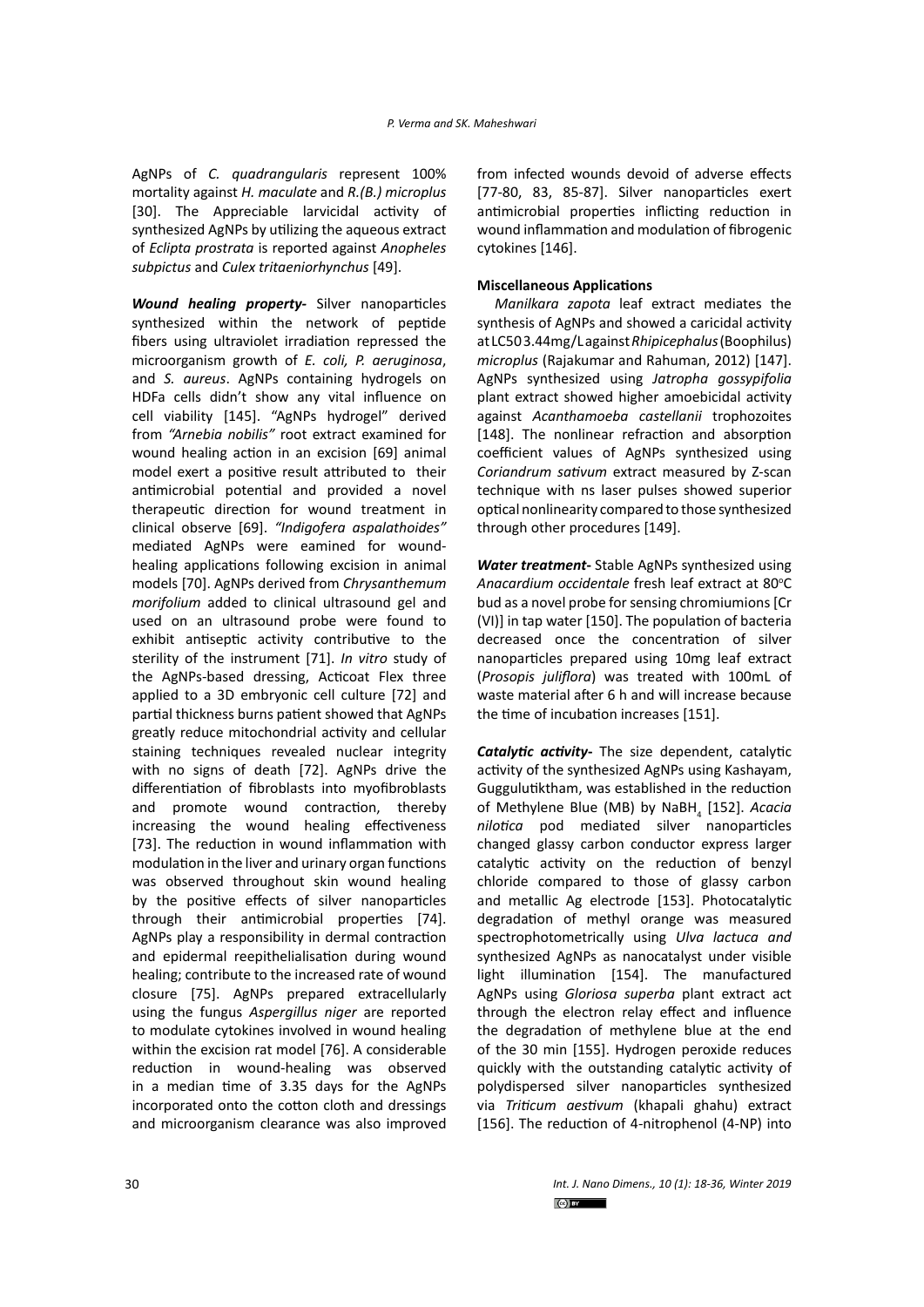AgNPs of *C. quadrangularis* represent 100% mortality against *H. maculate* and *R.(B.) microplus* [30]. The Appreciable larvicidal activity of synthesized AgNPs by utilizing the aqueous extract of *Eclipta prostrata* is reported against *Anopheles subpictus* and *Culex tritaeniorhynchus* [49].

***Wound healing property-*** Silver nanoparticles synthesized within the network of peptide fibers using ultraviolet irradiation repressed the microorganism growth of *E. coli, P. aeruginosa*, and *S. aureus*. AgNPs containing hydrogels on HDFa cells didn't show any vital influence on cell viability [145]. "AgNPs hydrogel" derived from *"Arnebia nobilis"* root extract examined for wound healing action in an excision [69] animal model exert a positive result attributed to their antimicrobial potential and provided a novel therapeutic direction for wound treatment in clinical observe [69]. *"Indigofera aspalathoides"* mediated AgNPs were eamined for wound-healing applications following excision in animal models [70]. AgNPs derived from *Chrysanthemum morifolium* added to clinical ultrasound gel and used on an ultrasound probe were found to exhibit antiseptic activity contributive to the sterility of the instrument [71]. *In vitro* study of the AgNPs-based dressing, Acticoat Flex three applied to a 3D embryonic cell culture [72] and partial thickness burns patient showed that AgNPs greatly reduce mitochondrial activity and cellular staining techniques revealed nuclear integrity with no signs of death [72]. AgNPs drive the differentiation of fibroblasts into myofibroblasts and promote wound contraction, thereby increasing the wound healing effectiveness [73]. The reduction in wound inflammation with modulation in the liver and urinary organ functions was observed throughout skin wound healing by the positive effects of silver nanoparticles through their antimicrobial properties [74]. AgNPs play a responsibility in dermal contraction and epidermal reepithelialisation during wound healing; contribute to the increased rate of wound closure [75]. AgNPs prepared extracellularly using the fungus *Aspergillus niger* are reported to modulate cytokines involved in wound healing within the excision rat model [76]. A considerable reduction in wound-healing was observed in a median time of 3.35 days for the AgNPs incorporated onto the cotton cloth and dressings and microorganism clearance was also improved from infected wounds devoid of adverse effects [77-80, 83, 85-87]. Silver nanoparticles exert antimicrobial properties inflicting reduction in wound inflammation and modulation of fibrogenic cytokines [146].

**Miscellaneous Applications**

*Manilkara zapota* leaf extract mediates the synthesis of AgNPs and showed a caricidal activity at LC50 3.44mg/L against *Rhipicephalus* (Boophilus) *microplus* (Rajakumar and Rahuman, 2012) [147]. AgNPs synthesized using *Jatropha gossypifolia* plant extract showed higher amoebicidal activity against *Acanthamoeba castellanii* trophozoites [148]. The nonlinear refraction and absorption coefficient values of AgNPs synthesized using *Coriandrum sativum* extract measured by Z-scan technique with ns laser pulses showed superior optical nonlinearity compared to those synthesized through other procedures [149].

***Water treatment-*** Stable AgNPs synthesized using *Anacardium occidentale* fresh leaf extract at 80$^{o}$C bud as a novel probe for sensing chromiumions [Cr (VI)] in tap water [150]. The population of bacteria decreased once the concentration of silver nanoparticles prepared using 10mg leaf extract (*Prosopis juliflora*) was treated with 100mL of waste material after 6 h and will increase because the time of incubation increases [151].

***Catalytic activity-*** The size dependent, catalytic activity of the synthesized AgNPs using Kashayam, Guggulutiktham, was established in the reduction of Methylene Blue (MB) by $NaBH_4$ [152]. *Acacia nilotica* pod mediated silver nanoparticles changed glassy carbon conductor express larger catalytic activity on the reduction of benzyl chloride compared to those of glassy carbon and metallic Ag electrode [153]. Photocatalytic degradation of methyl orange was measured spectrophotometrically using *Ulva lactuca and* synthesized AgNPs as nanocatalyst under visible light illumination [154]. The manufactured AgNPs using *Gloriosa superba* plant extract act through the electron relay effect and influence the degradation of methylene blue at the end of the 30 min [155]. Hydrogen peroxide reduces quickly with the outstanding catalytic activity of polydispersed silver nanoparticles synthesized via *Triticum aestivum* (khapali ghahu) extract [156]. The reduction of 4-nitrophenol (4-NP) into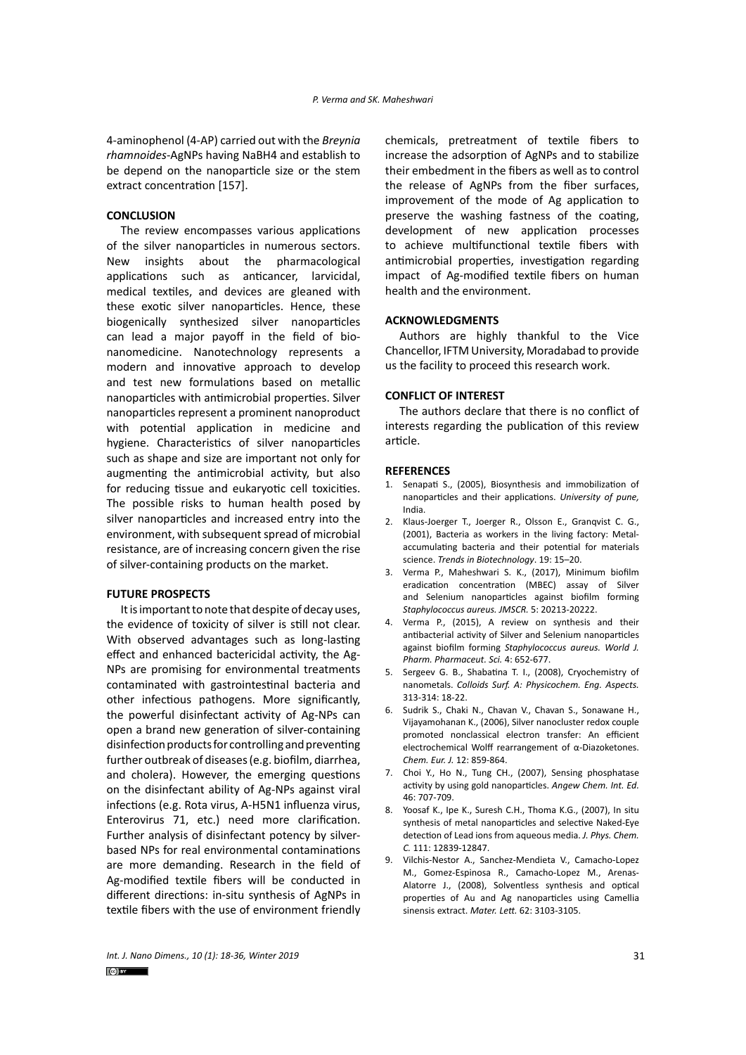4-aminophenol (4-AP) carried out with the *Breynia rhamnoides*-AgNPs having NaBH4 and establish to be depend on the nanoparticle size or the stem extract concentration [157].

## CONCLUSION

The review encompasses various applications of the silver nanoparticles in numerous sectors. New insights about the pharmacological applications such as anticancer, larvicidal, medical textiles, and devices are gleaned with these exotic silver nanoparticles. Hence, these biogenically synthesized silver nanoparticles can lead a major payoff in the field of bio-nanomedicine. Nanotechnology represents a modern and innovative approach to develop and test new formulations based on metallic nanoparticles with antimicrobial properties. Silver nanoparticles represent a prominent nanoproduct with potential application in medicine and hygiene. Characteristics of silver nanoparticles such as shape and size are important not only for augmenting the antimicrobial activity, but also for reducing tissue and eukaryotic cell toxicities. The possible risks to human health posed by silver nanoparticles and increased entry into the environment, with subsequent spread of microbial resistance, are of increasing concern given the rise of silver-containing products on the market.

## FUTURE PROSPECTS

It is important to note that despite of decay uses, the evidence of toxicity of silver is still not clear. With observed advantages such as long-lasting effect and enhanced bactericidal activity, the Ag-NPs are promising for environmental treatments contaminated with gastrointestinal bacteria and other infectious pathogens. More significantly, the powerful disinfectant activity of Ag-NPs can open a brand new generation of silver-containing disinfection products for controlling and preventing further outbreak of diseases (e.g. biofilm, diarrhea, and cholera). However, the emerging questions on the disinfectant ability of Ag-NPs against viral infections (e.g. Rota virus, A-H5N1 influenza virus, Enterovirus 71, etc.) need more clarification. Further analysis of disinfectant potency by silver-based NPs for real environmental contaminations are more demanding. Research in the field of Ag-modified textile fibers will be conducted in different directions: in-situ synthesis of AgNPs in textile fibers with the use of environment friendly chemicals, pretreatment of textile fibers to increase the adsorption of AgNPs and to stabilize their embedment in the fibers as well as to control the release of AgNPs from the fiber surfaces, improvement of the mode of Ag application to preserve the washing fastness of the coating, development of new application processes to achieve multifunctional textile fibers with antimicrobial properties, investigation regarding impact of Ag-modified textile fibers on human health and the environment.

## ACKNOWLEDGMENTS

Authors are highly thankful to the Vice Chancellor, IFTM University, Moradabad to provide us the facility to proceed this research work.

## CONFLICT OF INTEREST

The authors declare that there is no conflict of interests regarding the publication of this review article.

## REFERENCES

1. Senapati S., (2005), Biosynthesis and immobilization of nanoparticles and their applications. *University of pune,* India.
2. Klaus-Joerger T., Joerger R., Olsson E., Granqvist C. G., (2001), Bacteria as workers in the living factory: Metal-accumulating bacteria and their potential for materials science. *Trends in Biotechnology*. 19: 15–20.
3. Verma P., Maheshwari S. K., (2017), Minimum biofilm eradication concentration (MBEC) assay of Silver and Selenium nanoparticles against biofilm forming *Staphylococcus aureus. JMSCR.* 5: 20213-20222.
4. Verma P., (2015), A review on synthesis and their antibacterial activity of Silver and Selenium nanoparticles against biofilm forming *Staphylococcus aureus. World J. Pharm. Pharmaceut. Sci.* 4: 652-677.
5. Sergeev G. B., Shabatina T. I., (2008), Cryochemistry of nanometals. *Colloids Surf. A: Physicochem. Eng. Aspects.* 313-314: 18-22.
6. Sudrik S., Chaki N., Chavan V., Chavan S., Sonawane H., Vijayamohanan K., (2006), Silver nanocluster redox couple promoted nonclassical electron transfer: An efficient electrochemical Wolff rearrangement of α-Diazoketones. *Chem. Eur. J.* 12: 859-864.
7. Choi Y., Ho N., Tung CH., (2007), Sensing phosphatase activity by using gold nanoparticles. *Angew Chem. Int. Ed.* 46: 707-709.
8. Yoosaf K., Ipe K., Suresh C.H., Thoma K.G., (2007), In situ synthesis of metal nanoparticles and selective Naked-Eye detection of Lead ions from aqueous media. *J. Phys. Chem. C.* 111: 12839-12847.
9. Vilchis-Nestor A., Sanchez-Mendieta V., Camacho-Lopez M., Gomez-Espinosa R., Camacho-Lopez M., Arenas-Alatorre J., (2008), Solventless synthesis and optical properties of Au and Ag nanoparticles using Camellia sinensis extract. *Mater. Lett.* 62: 3103-3105.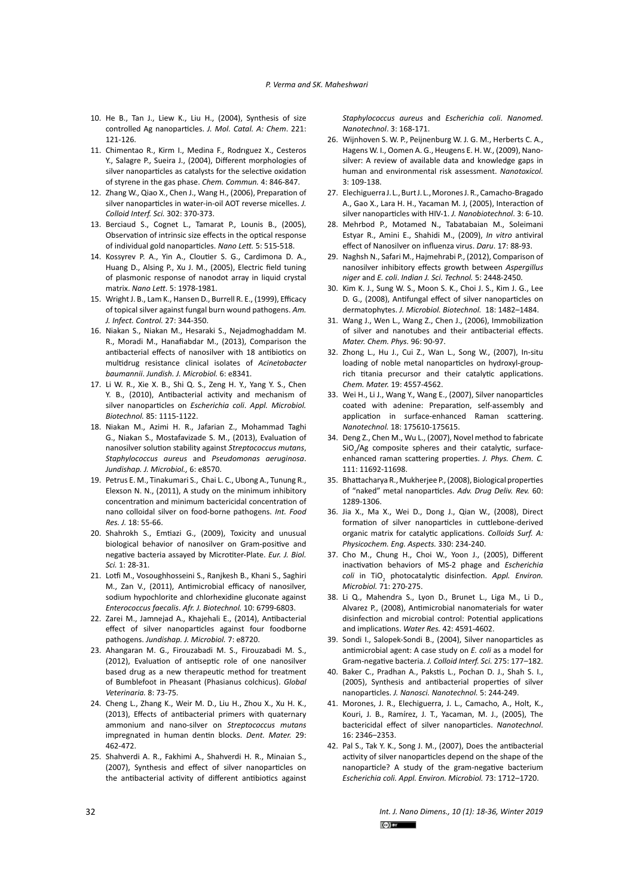10. He B., Tan J., Liew K., Liu H., (2004), Synthesis of size controlled Ag nanoparticles. *J. Mol. Catal. A: Chem*. 221: 121-126.
11. Chimentao R., Kirm I., Medina F., Rodrıguez X., Cesteros Y., Salagre P., Sueira J., (2004), Different morphologies of silver nanoparticles as catalysts for the selective oxidation of styrene in the gas phase. *Chem. Commun.* 4: 846-847.
12. Zhang W., Qiao X., Chen J., Wang H., (2006), Preparation of silver nanoparticles in water-in-oil AOT reverse micelles. *J. Colloid Interf. Sci.* 302: 370-373.
13. Berciaud S., Cognet L., Tamarat P., Lounis B., (2005), Observation of intrinsic size effects in the optical response of individual gold nanoparticles. *Nano Lett.* 5: 515-518.
14. Kossyrev P. A., Yin A., Cloutier S. G., Cardimona D. A., Huang D., Alsing P., Xu J. M., (2005), Electric field tuning of plasmonic response of nanodot array in liquid crystal matrix. *Nano Lett*. 5: 1978-1981.
15. Wright J. B., Lam K., Hansen D., Burrell R. E., (1999), Efficacy of topical silver against fungal burn wound pathogens. *Am. J. Infect. Control.* 27: 344-350.
16. Niakan S., Niakan M., Hesaraki S., Nejadmoghaddam M. R., Moradi M., Hanafiabdar M., (2013), Comparison the antibacterial effects of nanosilver with 18 antibiotics on multidrug resistance clinical isolates of *Acinetobacter baumannii*. *Jundish. J. Microbiol.* 6: e8341.
17. Li W. R., Xie X. B., Shi Q. S., Zeng H. Y., Yang Y. S., Chen Y. B., (2010), Antibacterial activity and mechanism of silver nanoparticles on *Escherichia coli*. *Appl. Microbiol. Biotechnol.* 85: 1115-1122.
18. Niakan M., Azimi H. R., Jafarian Z., Mohammad Taghi G., Niakan S., Mostafavizade S. M., (2013), Evaluation of nanosilver solution stability against *Streptococcus mutans*, *Staphylococcus aureus* and *Pseudomonas aeruginosa*. *Jundishap. J. Microbiol.,* 6: e8570.
19. Petrus E. M., Tinakumari S., Chai L. C., Ubong A., Tunung R., Elexson N. N., (2011), A study on the minimum inhibitory concentration and minimum bactericidal concentration of nano colloidal silver on food-borne pathogens. *Int. Food Res. J.* 18: 55-66.
20. Shahrokh S., Emtiazi G., (2009), Toxicity and unusual biological behavior of nanosilver on Gram-positive and negative bacteria assayed by Microtiter-Plate. *Eur. J. Biol. Sci.* 1: 28-31.
21. Lotfi M., Vosoughhosseini S., Ranjkesh B., Khani S., Saghiri M., Zan V., (2011), Antimicrobial efficacy of nanosilver, sodium hypochlorite and chlorhexidine gluconate against *Enterococcus faecalis*. *Afr. J. Biotechnol.* 10: 6799-6803.
22. Zarei M., Jamnejad A., Khajehali E., (2014), Antibacterial effect of silver nanoparticles against four foodborne pathogens. *Jundishap. J. Microbiol.* 7: e8720.
23. Ahangaran M. G., Firouzabadi M. S., Firouzabadi M. S., (2012), Evaluation of antiseptic role of one nanosilver based drug as a new therapeutic method for treatment of Bumblefoot in Pheasant (Phasianus colchicus). *Global Veterinaria.* 8: 73-75.
24. Cheng L., Zhang K., Weir M. D., Liu H., Zhou X., Xu H. K., (2013), Effects of antibacterial primers with quaternary ammonium and nano-silver on *Streptococcus mutans* impregnated in human dentin blocks. *Dent. Mater.* 29: 462-472.
25. Shahverdi A. R., Fakhimi A., Shahverdi H. R., Minaian S., (2007), Synthesis and effect of silver nanoparticles on the antibacterial activity of different antibiotics against *Staphylococcus aureus* and *Escherichia coli*. *Nanomed. Nanotechnol*. 3: 168-171.
26. Wijnhoven S. W. P., Peijnenburg W. J. G. M., Herberts C. A., Hagens W. I., Oomen A. G., Heugens E. H. W., (2009), Nano-silver: A review of available data and knowledge gaps in human and environmental risk assessment. *Nanotoxicol*. 3: 109-138.
27. Elechiguerra J. L., Burt J. L., Morones J. R., Camacho-Bragado A., Gao X., Lara H. H., Yacaman M. J, (2005), Interaction of silver nanoparticles with HIV-1. *J. Nanobiotechnol*. 3: 6-10.
28. Mehrbod P., Motamed N., Tabatabaian M., Soleimani Estyar R., Amini E., Shahidi M., (2009), *In vitro* antiviral effect of Nanosilver on influenza virus. *Daru*. 17: 88-93.
29. Naghsh N., Safari M., Hajmehrabi P., (2012), Comparison of nanosilver inhibitory effects growth between *Aspergillus niger* and *E. coli*. *Indian J. Sci. Technol.* 5: 2448-2450.
30. Kim K. J., Sung W. S., Moon S. K., Choi J. S., Kim J. G., Lee D. G., (2008), Antifungal effect of silver nanoparticles on dermatophytes. *J. Microbiol. Biotechnol.* 18: 1482–1484.
31. Wang J., Wen L., Wang Z., Chen J., (2006), Immobilization of silver and nanotubes and their antibacterial effects. *Mater. Chem. Phys.* 96: 90-97.
32. Zhong L., Hu J., Cui Z., Wan L., Song W., (2007), In-situ loading of noble metal nanoparticles on hydroxyl-group-rich titania precursor and their catalytic applications. *Chem. Mater.* 19: 4557-4562.
33. Wei H., Li J., Wang Y., Wang E., (2007), Silver nanoparticles coated with adenine: Preparation, self-assembly and application in surface-enhanced Raman scattering. *Nanotechnol.* 18: 175610-175615.
34. Deng Z., Chen M., Wu L., (2007), Novel method to fabricate $SiO_2$/Ag composite spheres and their catalytic, surface-enhanced raman scattering properties. *J. Phys. Chem. C.* 111: 11692-11698.
35. Bhattacharya R., Mukherjee P., (2008), Biological properties of "naked" metal nanoparticles. *Adv. Drug Deliv. Rev.* 60: 1289-1306.
36. Jia X., Ma X., Wei D., Dong J., Qian W., (2008), Direct formation of silver nanoparticles in cuttlebone-derived organic matrix for catalytic applications. *Colloids Surf. A: Physicochem. Eng. Aspects.* 330: 234-240.
37. Cho M., Chung H., Choi W., Yoon J., (2005), Different inactivation behaviors of MS-2 phage and *Escherichia coli* in $TiO_2$ photocatalytic disinfection. *Appl. Environ. Microbiol.* 71: 270-275.
38. Li Q., Mahendra S., Lyon D., Brunet L., Liga M., Li D., Alvarez P., (2008), Antimicrobial nanomaterials for water disinfection and microbial control: Potential applications and implications. *Water Res.* 42: 4591-4602.
39. Sondi I., Salopek-Sondi B., (2004), Silver nanoparticles as antimicrobial agent: A case study on *E. coli* as a model for Gram-negative bacteria. *J. Colloid Interf. Sci.* 275: 177–182.
40. Baker C., Pradhan A., Pakstis L., Pochan D. J., Shah S. I., (2005), Synthesis and antibacterial properties of silver nanoparticles. *J. Nanosci. Nanotechnol.* 5: 244-249.
41. Morones, J. R., Elechiguerra, J. L., Camacho, A., Holt, K., Kouri, J. B., Ramírez, J. T., Yacaman, M. J., (2005), The bactericidal effect of silver nanoparticles. *Nanotechnol*. 16: 2346–2353.
42. Pal S., Tak Y. K., Song J. M., (2007), Does the antibacterial activity of silver nanoparticles depend on the shape of the nanoparticle? A study of the gram-negative bacterium *Escherichia coli. Appl. Environ. Microbiol.* 73: 1712–1720.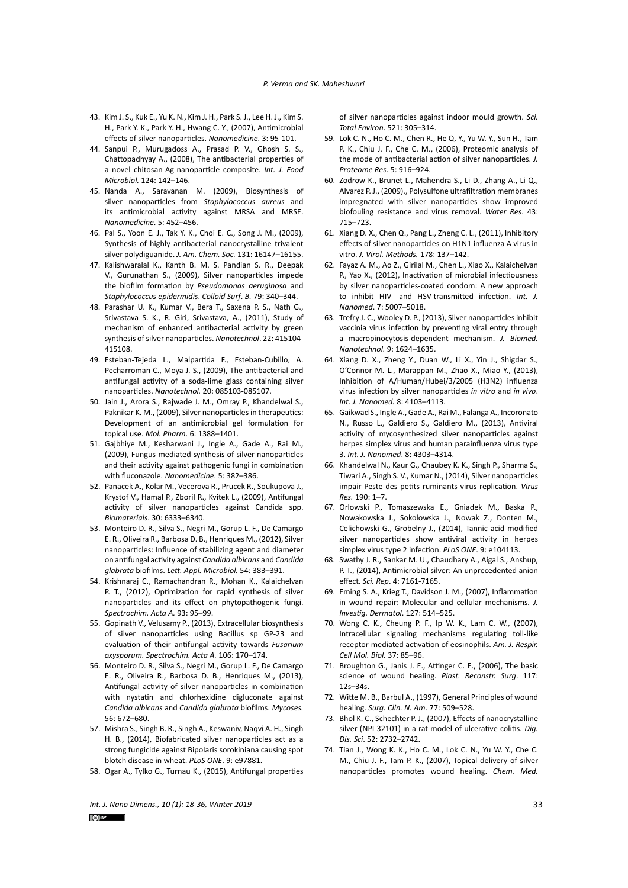43. Kim J. S., Kuk E., Yu K. N., Kim J. H., Park S. J., Lee H. J., Kim S. H., Park Y. K., Park Y. H., Hwang C. Y., (2007), Antimicrobial effects of silver nanoparticles. *Nanomedicine*. 3: 95-101.
44. Sanpui P., Murugadoss A., Prasad P. V., Ghosh S. S., Chattopadhyay A., (2008), The antibacterial properties of a novel chitosan-Ag-nanoparticle composite. *Int. J. Food Microbiol.* 124: 142–146.
45. Nanda A., Saravanan M. (2009), Biosynthesis of silver nanoparticles from *Staphylococcus aureus* and its antimicrobial activity against MRSA and MRSE. *Nanomedicine*. 5: 452–456.
46. Pal S., Yoon E. J., Tak Y. K., Choi E. C., Song J. M., (2009), Synthesis of highly antibacterial nanocrystalline trivalent silver polydiguanide. *J. Am. Chem. Soc.* 131: 16147–16155.
47. Kalishwaralal K., Kanth B. M. S. Pandian S. R., Deepak V., Gurunathan S., (2009), Silver nanoparticles impede the biofilm formation by *Pseudomonas aeruginosa* and *Staphylococcus epidermidis*. *Colloid Surf. B.* 79: 340–344.
48. Parashar U. K., Kumar V., Bera T., Saxena P. S., Nath G., Srivastava S. K., R. Giri, Srivastava, A., (2011), Study of mechanism of enhanced antibacterial activity by green synthesis of silver nanoparticles. *Nanotechnol*. 22: 415104-415108.
49. Esteban-Tejeda L., Malpartida F., Esteban-Cubillo, A. Pecharroman C., Moya J. S., (2009), The antibacterial and antifungal activity of a soda-lime glass containing silver nanoparticles. *Nanotechnol.* 20: 085103-085107.
50. Jain J., Arora S., Rajwade J. M., Omray P., Khandelwal S., Paknikar K. M., (2009), Silver nanoparticles in therapeutics: Development of an antimicrobial gel formulation for topical use. *Mol. Pharm*. 6: 1388–1401.
51. Gajbhiye M., Kesharwani J., Ingle A., Gade A., Rai M., (2009), Fungus-mediated synthesis of silver nanoparticles and their activity against pathogenic fungi in combination with fluconazole. *Nanomedicine*. 5: 382–386.
52. Panacek A., Kolar M., Vecerova R., Prucek R., Soukupova J., Krystof V., Hamal P., Zboril R., Kvitek L., (2009), Antifungal activity of silver nanoparticles against Candida spp. *Biomaterials*. 30: 6333–6340.
53. Monteiro D. R., Silva S., Negri M., Gorup L. F., De Camargo E. R., Oliveira R., Barbosa D. B., Henriques M., (2012), Silver nanoparticles: Influence of stabilizing agent and diameter on antifungal activity against *Candida albicans* and *Candida glabrata* biofilms. *Lett. Appl. Microbiol.* 54: 383–391.
54. Krishnaraj C., Ramachandran R., Mohan K., Kalaichelvan P. T., (2012), Optimization for rapid synthesis of silver nanoparticles and its effect on phytopathogenic fungi. *Spectrochim. Acta A.* 93: 95–99.
55. Gopinath V., Velusamy P., (2013), Extracellular biosynthesis of silver nanoparticles using Bacillus sp GP-23 and evaluation of their antifungal activity towards *Fusarium oxysporum. Spectrochim. Acta A.* 106: 170–174.
56. Monteiro D. R., Silva S., Negri M., Gorup L. F., De Camargo E. R., Oliveira R., Barbosa D. B., Henriques M., (2013), Antifungal activity of silver nanoparticles in combination with nystatin and chlorhexidine digluconate against *Candida albicans* and *Candida glabrata* biofilms. *Mycoses.* 56: 672–680.
57. Mishra S., Singh B. R., Singh A., Keswaniv, Naqvi A. H., Singh H. B., (2014), Biofabricated silver nanoparticles act as a strong fungicide against Bipolaris sorokiniana causing spot blotch disease in wheat. *PLoS ONE*. 9: e97881.
58. Ogar A., Tylko G., Turnau K., (2015), Antifungal properties of silver nanoparticles against indoor mould growth. *Sci. Total Environ*. 521: 305–314.
59. Lok C. N., Ho C. M., Chen R., He Q. Y., Yu W. Y., Sun H., Tam P. K., Chiu J. F., Che C. M., (2006), Proteomic analysis of the mode of antibacterial action of silver nanoparticles. *J. Proteome Res.* 5: 916–924.
60. Zodrow K., Brunet L., Mahendra S., Li D., Zhang A., Li Q., Alvarez P. J., (2009)., Polysulfone ultrafiltration membranes impregnated with silver nanoparticles show improved biofouling resistance and virus removal. *Water Res*. 43: 715–723.
61. Xiang D. X., Chen Q., Pang L., Zheng C. L., (2011), Inhibitory effects of silver nanoparticles on H1N1 influenza A virus in vitro. *J. Virol. Methods.* 178: 137–142.
62. Fayaz A. M., Ao Z., Girilal M., Chen L., Xiao X., Kalaichelvan P., Yao X., (2012), Inactivation of microbial infectiousness by silver nanoparticles-coated condom: A new approach to inhibit HIV- and HSV-transmitted infection. *Int. J. Nanomed*. 7: 5007–5018.
63. Trefry J. C., Wooley D. P., (2013), Silver nanoparticles inhibit vaccinia virus infection by preventing viral entry through a macropinocytosis-dependent mechanism. *J. Biomed. Nanotechnol.* 9: 1624–1635.
64. Xiang D. X., Zheng Y., Duan W., Li X., Yin J., Shigdar S., O'Connor M. L., Marappan M., Zhao X., Miao Y., (2013), Inhibition of A/Human/Hubei/3/2005 (H3N2) influenza virus infection by silver nanoparticles *in vitro* and *in vivo*. *Int. J. Nanomed.* 8: 4103–4113.
65. Gaikwad S., Ingle A., Gade A., Rai M., Falanga A., Incoronato N., Russo L., Galdiero S., Galdiero M., (2013), Antiviral activity of mycosynthesized silver nanoparticles against herpes simplex virus and human parainfluenza virus type 3. *Int. J. Nanomed*. 8: 4303–4314.
66. Khandelwal N., Kaur G., Chaubey K. K., Singh P., Sharma S., Tiwari A., Singh S. V., Kumar N., (2014), Silver nanoparticles impair Peste des petits ruminants virus replication. *Virus Res.* 190: 1–7.
67. Orlowski P., Tomaszewska E., Gniadek M., Baska P., Nowakowska J., Sokolowska J., Nowak Z., Donten M., Celichowski G., Grobelny J., (2014), Tannic acid modified silver nanoparticles show antiviral activity in herpes simplex virus type 2 infection. *PLoS ONE*. 9: e104113.
68. Swathy J. R., Sankar M. U., Chaudhary A., Aigal S., Anshup, P. T., (2014), Antimicrobial silver: An unprecedented anion effect. *Sci. Rep*. 4: 7161-7165.
69. Eming S. A., Krieg T., Davidson J. M., (2007), Inflammation in wound repair: Molecular and cellular mechanisms. *J. Investig. Dermatol*. 127: 514–525.
70. Wong C. K., Cheung P. F., Ip W. K., Lam C. W., (2007), Intracellular signaling mechanisms regulating toll-like receptor-mediated activation of eosinophils. *Am. J. Respir. Cell Mol. Biol.* 37: 85–96.
71. Broughton G., Janis J. E., Attinger C. E., (2006), The basic science of wound healing. *Plast. Reconstr. Surg*. 117: 12s–34s.
72. Witte M. B., Barbul A., (1997), General Principles of wound healing. *Surg. Clin. N. Am.* 77: 509–528.
73. Bhol K. C., Schechter P. J., (2007), Effects of nanocrystalline silver (NPI 32101) in a rat model of ulcerative colitis. *Dig. Dis. Sci*. 52: 2732–2742.
74. Tian J., Wong K. K., Ho C. M., Lok C. N., Yu W. Y., Che C. M., Chiu J. F., Tam P. K., (2007), Topical delivery of silver nanoparticles promotes wound healing. *Chem. Med.*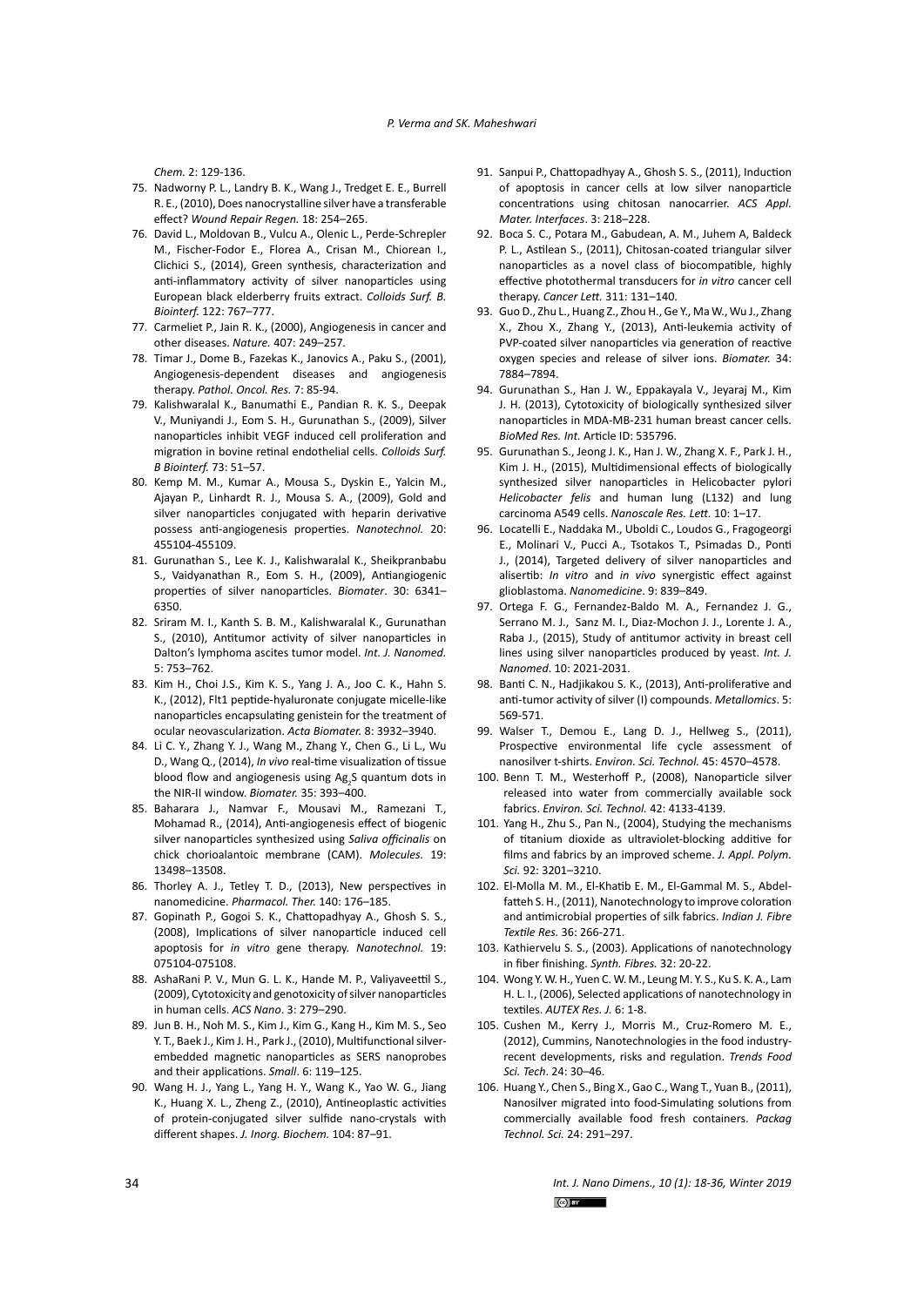*Chem.* 2: 129-136.

75. Nadworny P. L., Landry B. K., Wang J., Tredget E. E., Burrell R. E., (2010), Does nanocrystalline silver have a transferable effect? *Wound Repair Regen.* 18: 254–265.
76. David L., Moldovan B., Vulcu A., Olenic L., Perde-Schrepler M., Fischer-Fodor E., Florea A., Crisan M., Chiorean I., Clichici S., (2014), Green synthesis, characterization and anti-inflammatory activity of silver nanoparticles using European black elderberry fruits extract. *Colloids Surf. B. Biointerf.* 122: 767–777.
77. Carmeliet P., Jain R. K., (2000), Angiogenesis in cancer and other diseases. *Nature.* 407: 249–257.
78. Timar J., Dome B., Fazekas K., Janovics A., Paku S., (2001), Angiogenesis-dependent diseases and angiogenesis therapy. *Pathol. Oncol. Res.* 7: 85-94.
79. Kalishwaralal K., Banumathi E., Pandian R. K. S., Deepak V., Muniyandi J., Eom S. H., Gurunathan S., (2009), Silver nanoparticles inhibit VEGF induced cell proliferation and migration in bovine retinal endothelial cells. *Colloids Surf. B Biointerf.* 73: 51–57.
80. Kemp M. M., Kumar A., Mousa S., Dyskin E., Yalcin M., Ajayan P., Linhardt R. J., Mousa S. A., (2009), Gold and silver nanoparticles conjugated with heparin derivative possess anti-angiogenesis properties. *Nanotechnol.* 20: 455104-455109.
81. Gurunathan S., Lee K. J., Kalishwaralal K., Sheikpranbabu S., Vaidyanathan R., Eom S. H., (2009), Antiangiogenic properties of silver nanoparticles. *Biomater*. 30: 6341–6350.
82. Sriram M. I., Kanth S. B. M., Kalishwaralal K., Gurunathan S., (2010), Antitumor activity of silver nanoparticles in Dalton's lymphoma ascites tumor model. *Int. J. Nanomed.* 5: 753–762.
83. Kim H., Choi J.S., Kim K. S., Yang J. A., Joo C. K., Hahn S. K., (2012), Flt1 peptide-hyaluronate conjugate micelle-like nanoparticles encapsulating genistein for the treatment of ocular neovascularization. *Acta Biomater.* 8: 3932–3940.
84. Li C. Y., Zhang Y. J., Wang M., Zhang Y., Chen G., Li L., Wu D., Wang Q., (2014), *In vivo* real-time visualization of tissue blood flow and angiogenesis using $Ag_2S$ quantum dots in the NIR-II window. *Biomater.* 35: 393–400.
85. Baharara J., Namvar F., Mousavi M., Ramezani T., Mohamad R., (2014), Anti-angiogenesis effect of biogenic silver nanoparticles synthesized using *Saliva officinalis* on chick chorioalantoic membrane (CAM). *Molecules.* 19: 13498–13508.
86. Thorley A. J., Tetley T. D., (2013), New perspectives in nanomedicine. *Pharmacol. Ther.* 140: 176–185.
87. Gopinath P., Gogoi S. K., Chattopadhyay A., Ghosh S. S., (2008), Implications of silver nanoparticle induced cell apoptosis for *in vitro* gene therapy. *Nanotechnol.* 19: 075104-075108.
88. AshaRani P. V., Mun G. L. K., Hande M. P., Valiyaveettil S., (2009), Cytotoxicity and genotoxicity of silver nanoparticles in human cells. *ACS Nano*. 3: 279–290.
89. Jun B. H., Noh M. S., Kim J., Kim G., Kang H., Kim M. S., Seo Y. T., Baek J., Kim J. H., Park J., (2010), Multifunctional silver-embedded magnetic nanoparticles as SERS nanoprobes and their applications. *Small*. 6: 119–125.
90. Wang H. J., Yang L., Yang H. Y., Wang K., Yao W. G., Jiang K., Huang X. L., Zheng Z., (2010), Antineoplastic activities of protein-conjugated silver sulfide nano-crystals with different shapes. *J. Inorg. Biochem.* 104: 87–91.
91. Sanpui P., Chattopadhyay A., Ghosh S. S., (2011), Induction of apoptosis in cancer cells at low silver nanoparticle concentrations using chitosan nanocarrier. *ACS Appl. Mater. Interfaces*. 3: 218–228.
92. Boca S. C., Potara M., Gabudean, A. M., Juhem A, Baldeck P. L., Astilean S., (2011), Chitosan-coated triangular silver nanoparticles as a novel class of biocompatible, highly effective photothermal transducers for *in vitro* cancer cell therapy. *Cancer Lett.* 311: 131–140.
93. Guo D., Zhu L., Huang Z., Zhou H., Ge Y., Ma W., Wu J., Zhang X., Zhou X., Zhang Y., (2013), Anti-leukemia activity of PVP-coated silver nanoparticles via generation of reactive oxygen species and release of silver ions. *Biomater.* 34: 7884–7894.
94. Gurunathan S., Han J. W., Eppakayala V., Jeyaraj M., Kim J. H. (2013), Cytotoxicity of biologically synthesized silver nanoparticles in MDA-MB-231 human breast cancer cells. *BioMed Res. Int.* Article ID: 535796.
95. Gurunathan S., Jeong J. K., Han J. W., Zhang X. F., Park J. H., Kim J. H., (2015), Multidimensional effects of biologically synthesized silver nanoparticles in Helicobacter pylori *Helicobacter felis* and human lung (L132) and lung carcinoma A549 cells. *Nanoscale Res. Lett.* 10: 1–17.
96. Locatelli E., Naddaka M., Uboldi C., Loudos G., Fragogeorgi E., Molinari V., Pucci A., Tsotakos T., Psimadas D., Ponti J., (2014), Targeted delivery of silver nanoparticles and alisertib: *In vitro* and *in vivo* synergistic effect against glioblastoma. *Nanomedicine*. 9: 839–849.
97. Ortega F. G., Fernandez-Baldo M. A., Fernandez J. G., Serrano M. J., Sanz M. I., Diaz-Mochon J. J., Lorente J. A., Raba J., (2015), Study of antitumor activity in breast cell lines using silver nanoparticles produced by yeast. *Int. J. Nanomed*. 10: 2021-2031.
98. Banti C. N., Hadjikakou S. K., (2013), Anti-proliferative and anti-tumor activity of silver (I) compounds. *Metallomics*. 5: 569-571.
99. Walser T., Demou E., Lang D. J., Hellweg S., (2011), Prospective environmental life cycle assessment of nanosilver t-shirts. *Environ. Sci. Technol.* 45: 4570–4578.
100. Benn T. M., Westerhoff P., (2008), Nanoparticle silver released into water from commercially available sock fabrics. *Environ. Sci. Technol.* 42: 4133-4139.
101. Yang H., Zhu S., Pan N., (2004), Studying the mechanisms of titanium dioxide as ultraviolet-blocking additive for films and fabrics by an improved scheme. *J. Appl. Polym. Sci.* 92: 3201–3210.
102. El-Molla M. M., El-Khatib E. M., El-Gammal M. S., Abdel-fatteh S. H., (2011), Nanotechnology to improve coloration and antimicrobial properties of silk fabrics. *Indian J. Fibre Textile Res.* 36: 266-271.
103. Kathiervelu S. S., (2003). Applications of nanotechnology in fiber finishing. *Synth. Fibres.* 32: 20-22.
104. Wong Y. W. H., Yuen C. W. M., Leung M. Y. S., Ku S. K. A., Lam H. L. I., (2006), Selected applications of nanotechnology in textiles. *AUTEX Res. J.* 6: 1-8.
105. Cushen M., Kerry J., Morris M., Cruz-Romero M. E., (2012), Cummins, Nanotechnologies in the food industry-recent developments, risks and regulation. *Trends Food Sci. Tech*. 24: 30–46.
106. Huang Y., Chen S., Bing X., Gao C., Wang T., Yuan B., (2011), Nanosilver migrated into food-Simulating solutions from commercially available food fresh containers. *Packag Technol. Sci.* 24: 291–297.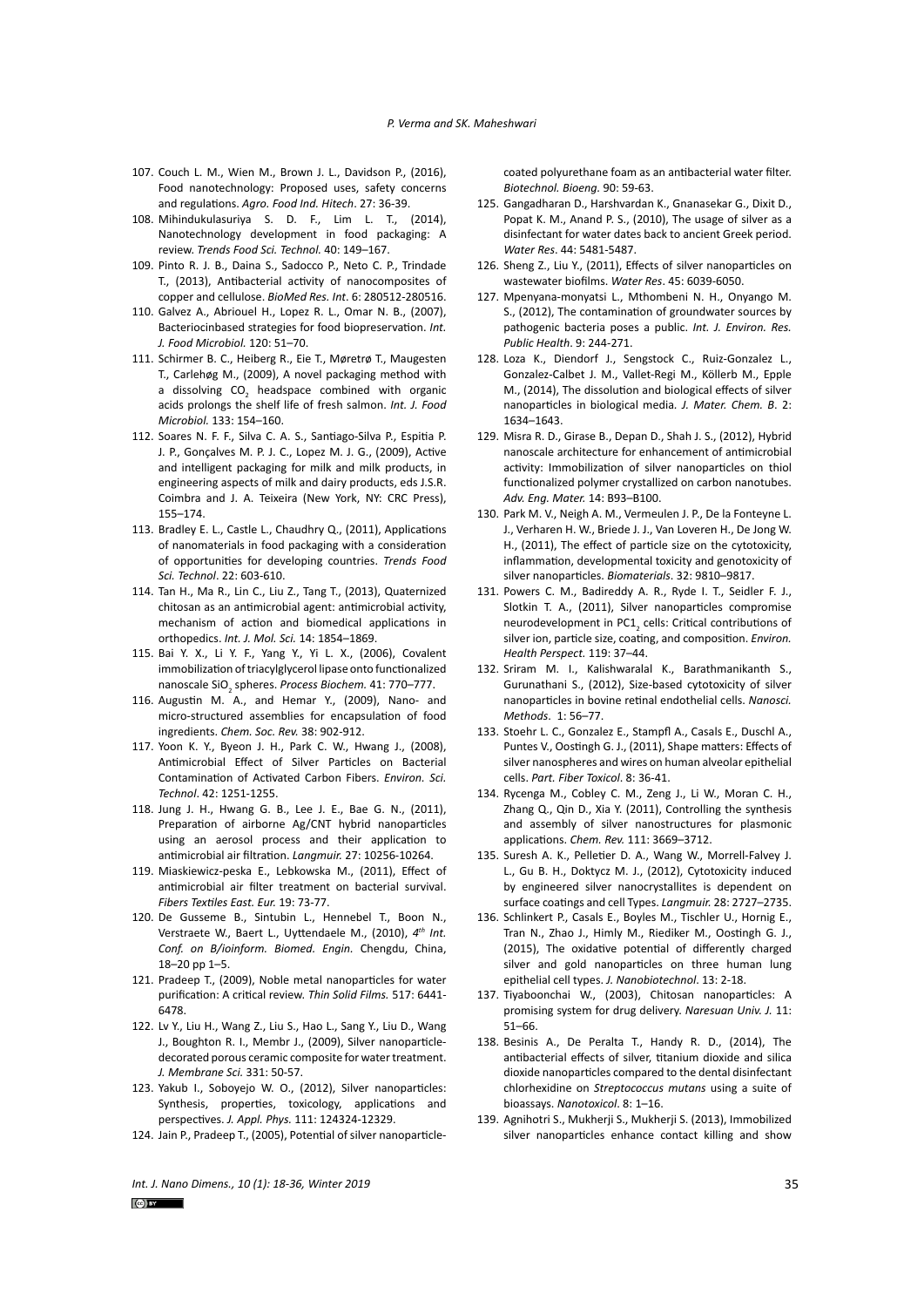107. Couch L. M., Wien M., Brown J. L., Davidson P., (2016), Food nanotechnology: Proposed uses, safety concerns and regulations. *Agro. Food Ind. Hitech*. 27: 36-39.
108. Mihindukulasuriya S. D. F., Lim L. T., (2014), Nanotechnology development in food packaging: A review. *Trends Food Sci. Technol.* 40: 149–167.
109. Pinto R. J. B., Daina S., Sadocco P., Neto C. P., Trindade T., (2013), Antibacterial activity of nanocomposites of copper and cellulose. *BioMed Res. Int*. 6: 280512-280516.
110. Galvez A., Abriouel H., Lopez R. L., Omar N. B., (2007), Bacteriocinbased strategies for food biopreservation. *Int. J. Food Microbiol.* 120: 51–70.
111. Schirmer B. C., Heiberg R., Eie T., Møretrø T., Maugesten T., Carlehøg M., (2009), A novel packaging method with a dissolving $CO_2$ headspace combined with organic acids prolongs the shelf life of fresh salmon. *Int. J. Food Microbiol.* 133: 154–160.
112. Soares N. F. F., Silva C. A. S., Santiago-Silva P., Espitia P. J. P., Gonçalves M. P. J. C., Lopez M. J. G., (2009), Active and intelligent packaging for milk and milk products, in engineering aspects of milk and dairy products, eds J.S.R. Coimbra and J. A. Teixeira (New York, NY: CRC Press), 155–174.
113. Bradley E. L., Castle L., Chaudhry Q., (2011), Applications of nanomaterials in food packaging with a consideration of opportunities for developing countries. *Trends Food Sci. Technol*. 22: 603-610.
114. Tan H., Ma R., Lin C., Liu Z., Tang T., (2013), Quaternized chitosan as an antimicrobial agent: antimicrobial activity, mechanism of action and biomedical applications in orthopedics. *Int. J. Mol. Sci.* 14: 1854–1869.
115. Bai Y. X., Li Y. F., Yang Y., Yi L. X., (2006), Covalent immobilization of triacylglycerol lipase onto functionalized nanoscale $SiO_2$ spheres. *Process Biochem.* 41: 770–777.
116. Augustin M. A., and Hemar Y., (2009), Nano- and micro-structured assemblies for encapsulation of food ingredients. *Chem. Soc. Rev.* 38: 902-912.
117. Yoon K. Y., Byeon J. H., Park C. W., Hwang J., (2008), Antimicrobial Effect of Silver Particles on Bacterial Contamination of Activated Carbon Fibers. *Environ. Sci. Technol*. 42: 1251-1255.
118. Jung J. H., Hwang G. B., Lee J. E., Bae G. N., (2011), Preparation of airborne Ag/CNT hybrid nanoparticles using an aerosol process and their application to antimicrobial air filtration. *Langmuir.* 27: 10256-10264.
119. Miaskiewicz-peska E., Lebkowska M., (2011), Effect of antimicrobial air filter treatment on bacterial survival. *Fibers Textiles East. Eur.* 19: 73-77.
120. De Gusseme B., Sintubin L., Hennebel T., Boon N., Verstraete W., Baert L., Uyttendaele M., (2010), *4th Int. Conf. on B/ioinform. Biomed. Engin.* Chengdu, China, 18–20 pp 1–5.
121. Pradeep T., (2009), Noble metal nanoparticles for water purification: A critical review. *Thin Solid Films.* 517: 6441-6478.
122. Lv Y., Liu H., Wang Z., Liu S., Hao L., Sang Y., Liu D., Wang J., Boughton R. I., Membr J., (2009), Silver nanoparticle-decorated porous ceramic composite for water treatment. *J. Membrane Sci.* 331: 50-57.
123. Yakub I., Soboyejo W. O., (2012), Silver nanoparticles: Synthesis, properties, toxicology, applications and perspectives. *J. Appl. Phys.* 111: 124324-12329.
124. Jain P., Pradeep T., (2005), Potential of silver nanoparticle-coated polyurethane foam as an antibacterial water filter. *Biotechnol. Bioeng.* 90: 59-63.
125. Gangadharan D., Harshvardan K., Gnanasekar G., Dixit D., Popat K. M., Anand P. S., (2010), The usage of silver as a disinfectant for water dates back to ancient Greek period. *Water Res*. 44: 5481-5487.
126. Sheng Z., Liu Y., (2011), Effects of silver nanoparticles on wastewater biofilms. *Water Res*. 45: 6039-6050.
127. Mpenyana-monyatsi L., Mthombeni N. H., Onyango M. S., (2012), The contamination of groundwater sources by pathogenic bacteria poses a public. *Int. J. Environ. Res. Public Health*. 9: 244-271.
128. Loza K., Diendorf J., Sengstock C., Ruiz-Gonzalez L., Gonzalez-Calbet J. M., Vallet-Regi M., Köllerb M., Epple M., (2014), The dissolution and biological effects of silver nanoparticles in biological media. *J. Mater. Chem. B*. 2: 1634–1643.
129. Misra R. D., Girase B., Depan D., Shah J. S., (2012), Hybrid nanoscale architecture for enhancement of antimicrobial activity: Immobilization of silver nanoparticles on thiol functionalized polymer crystallized on carbon nanotubes. *Adv. Eng. Mater.* 14: B93–B100.
130. Park M. V., Neigh A. M., Vermeulen J. P., De la Fonteyne L. J., Verharen H. W., Briede J. J., Van Loveren H., De Jong W. H., (2011), The effect of particle size on the cytotoxicity, inflammation, developmental toxicity and genotoxicity of silver nanoparticles. *Biomaterials*. 32: 9810–9817.
131. Powers C. M., Badireddy A. R., Ryde I. T., Seidler F. J., Slotkin T. A., (2011), Silver nanoparticles compromise neurodevelopment in $PC1_2$ cells: Critical contributions of silver ion, particle size, coating, and composition. *Environ. Health Perspect.* 119: 37–44.
132. Sriram M. I., Kalishwaralal K., Barathmanikanth S., Gurunathani S., (2012), Size-based cytotoxicity of silver nanoparticles in bovine retinal endothelial cells. *Nanosci. Methods*. 1: 56–77.
133. Stoehr L. C., Gonzalez E., Stampfl A., Casals E., Duschl A., Puntes V., Oostingh G. J., (2011), Shape matters: Effects of silver nanospheres and wires on human alveolar epithelial cells. *Part. Fiber Toxicol*. 8: 36-41.
134. Rycenga M., Cobley C. M., Zeng J., Li W., Moran C. H., Zhang Q., Qin D., Xia Y. (2011), Controlling the synthesis and assembly of silver nanostructures for plasmonic applications. *Chem. Rev.* 111: 3669–3712.
135. Suresh A. K., Pelletier D. A., Wang W., Morrell-Falvey J. L., Gu B. H., Doktycz M. J., (2012), Cytotoxicity induced by engineered silver nanocrystallites is dependent on surface coatings and cell Types. *Langmuir.* 28: 2727–2735.
136. Schlinkert P., Casals E., Boyles M., Tischler U., Hornig E., Tran N., Zhao J., Himly M., Riediker M., Oostingh G. J., (2015), The oxidative potential of differently charged silver and gold nanoparticles on three human lung epithelial cell types. *J. Nanobiotechnol*. 13: 2-18.
137. Tiyaboonchai W., (2003), Chitosan nanoparticles: A promising system for drug delivery. *Naresuan Univ. J.* 11: 51–66.
138. Besinis A., De Peralta T., Handy R. D., (2014), The antibacterial effects of silver, titanium dioxide and silica dioxide nanoparticles compared to the dental disinfectant chlorhexidine on *Streptococcus mutans* using a suite of bioassays. *Nanotoxicol*. 8: 1–16.
139. Agnihotri S., Mukherji S., Mukherji S. (2013), Immobilized silver nanoparticles enhance contact killing and show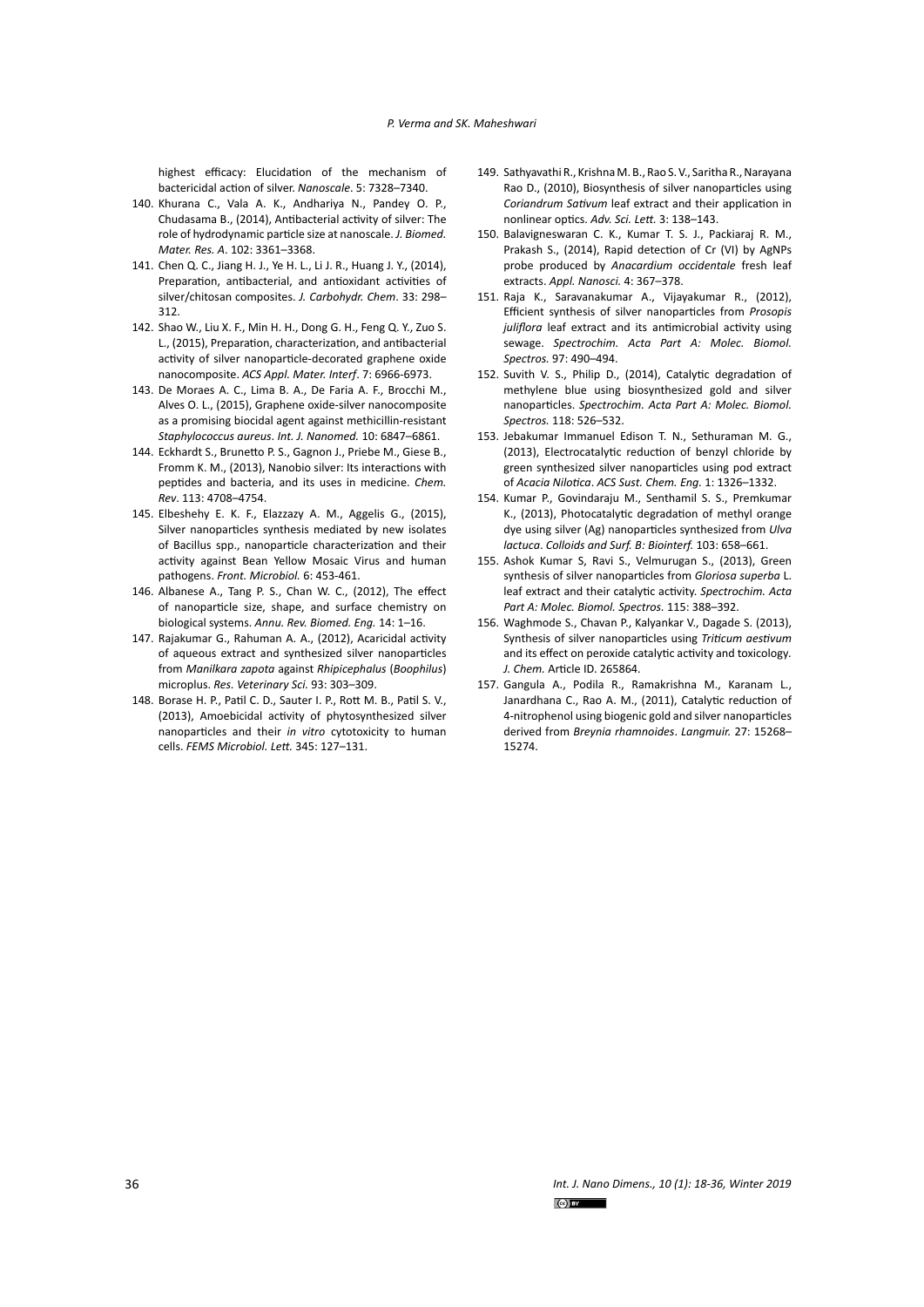highest efficacy: Elucidation of the mechanism of bactericidal action of silver. *Nanoscale*. 5: 7328–7340.

140. Khurana C., Vala A. K., Andhariya N., Pandey O. P., Chudasama B., (2014), Antibacterial activity of silver: The role of hydrodynamic particle size at nanoscale. *J. Biomed. Mater. Res. A*. 102: 3361–3368.
141. Chen Q. C., Jiang H. J., Ye H. L., Li J. R., Huang J. Y., (2014), Preparation, antibacterial, and antioxidant activities of silver/chitosan composites. *J. Carbohydr. Chem*. 33: 298–312.
142. Shao W., Liu X. F., Min H. H., Dong G. H., Feng Q. Y., Zuo S. L., (2015), Preparation, characterization, and antibacterial activity of silver nanoparticle-decorated graphene oxide nanocomposite. *ACS Appl. Mater. Interf*. 7: 6966-6973.
143. De Moraes A. C., Lima B. A., De Faria A. F., Brocchi M., Alves O. L., (2015), Graphene oxide-silver nanocomposite as a promising biocidal agent against methicillin-resistant *Staphylococcus aureus*. *Int. J. Nanomed.* 10: 6847–6861.
144. Eckhardt S., Brunetto P. S., Gagnon J., Priebe M., Giese B., Fromm K. M., (2013), Nanobio silver: Its interactions with peptides and bacteria, and its uses in medicine. *Chem. Rev*. 113: 4708–4754.
145. Elbeshehy E. K. F., Elazzazy A. M., Aggelis G., (2015), Silver nanoparticles synthesis mediated by new isolates of Bacillus spp., nanoparticle characterization and their activity against Bean Yellow Mosaic Virus and human pathogens. *Front. Microbiol.* 6: 453-461.
146. Albanese A., Tang P. S., Chan W. C., (2012), The effect of nanoparticle size, shape, and surface chemistry on biological systems. *Annu. Rev. Biomed. Eng.* 14: 1–16.
147. Rajakumar G., Rahuman A. A., (2012), Acaricidal activity of aqueous extract and synthesized silver nanoparticles from *Manilkara zapota* against *Rhipicephalus* (*Boophilus*) microplus. *Res. Veterinary Sci.* 93: 303–309.
148. Borase H. P., Patil C. D., Sauter I. P., Rott M. B., Patil S. V., (2013), Amoebicidal activity of phytosynthesized silver nanoparticles and their *in vitro* cytotoxicity to human cells. *FEMS Microbiol. Lett.* 345: 127–131.
149. Sathyavathi R., Krishna M. B., Rao S. V., Saritha R., Narayana Rao D., (2010), Biosynthesis of silver nanoparticles using *Coriandrum Sativum* leaf extract and their application in nonlinear optics. *Adv. Sci. Lett.* 3: 138–143.
150. Balavigneswaran C. K., Kumar T. S. J., Packiaraj R. M., Prakash S., (2014), Rapid detection of Cr (VI) by AgNPs probe produced by *Anacardium occidentale* fresh leaf extracts. *Appl. Nanosci.* 4: 367–378.
151. Raja K., Saravanakumar A., Vijayakumar R., (2012), Efficient synthesis of silver nanoparticles from *Prosopis juliflora* leaf extract and its antimicrobial activity using sewage. *Spectrochim. Acta Part A: Molec. Biomol. Spectros.* 97: 490–494.
152. Suvith V. S., Philip D., (2014), Catalytic degradation of methylene blue using biosynthesized gold and silver nanoparticles. *Spectrochim. Acta Part A: Molec. Biomol. Spectros.* 118: 526–532.
153. Jebakumar Immanuel Edison T. N., Sethuraman M. G., (2013), Electrocatalytic reduction of benzyl chloride by green synthesized silver nanoparticles using pod extract of *Acacia Nilotica*. *ACS Sust. Chem. Eng.* 1: 1326–1332.
154. Kumar P., Govindaraju M., Senthamil S. S., Premkumar K., (2013), Photocatalytic degradation of methyl orange dye using silver (Ag) nanoparticles synthesized from *Ulva lactuca*. *Colloids and Surf. B: Biointerf.* 103: 658–661.
155. Ashok Kumar S, Ravi S., Velmurugan S., (2013), Green synthesis of silver nanoparticles from *Gloriosa superba* L. leaf extract and their catalytic activity. *Spectrochim. Acta Part A: Molec. Biomol. Spectros.* 115: 388–392.
156. Waghmode S., Chavan P., Kalyankar V., Dagade S. (2013), Synthesis of silver nanoparticles using *Triticum aestivum* and its effect on peroxide catalytic activity and toxicology. *J. Chem.* Article ID. 265864.
157. Gangula A., Podila R., Ramakrishna M., Karanam L., Janardhana C., Rao A. M., (2011), Catalytic reduction of 4-nitrophenol using biogenic gold and silver nanoparticles derived from *Breynia rhamnoides*. *Langmuir.* 27: 15268–15274.